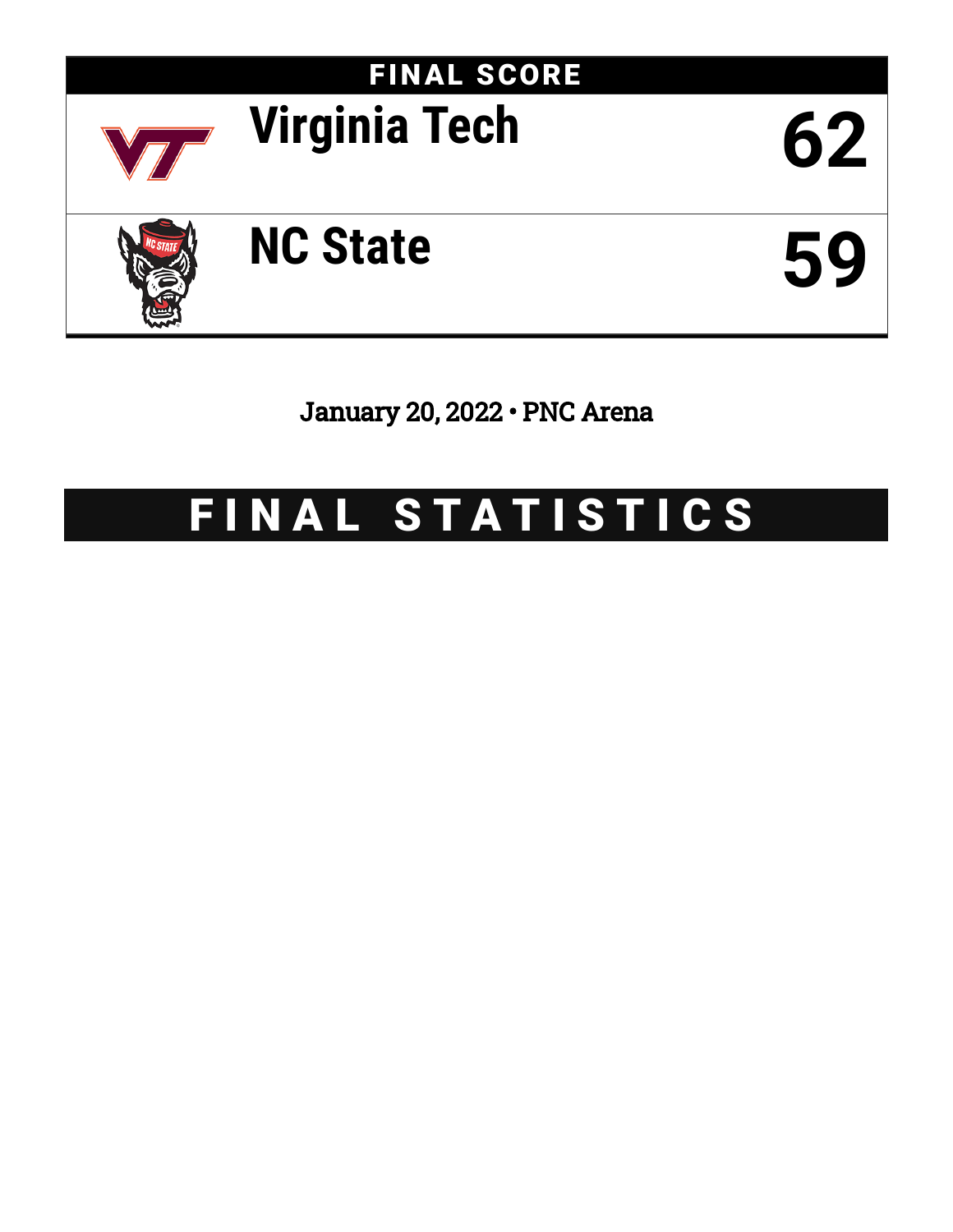# FINAL SCORE

| | Team | Score |
|---|---|---|
| | Virginia Tech | 62 |
| | NC State | 59 |

January 20, 2022 • PNC Arena

# FINAL STATISTICS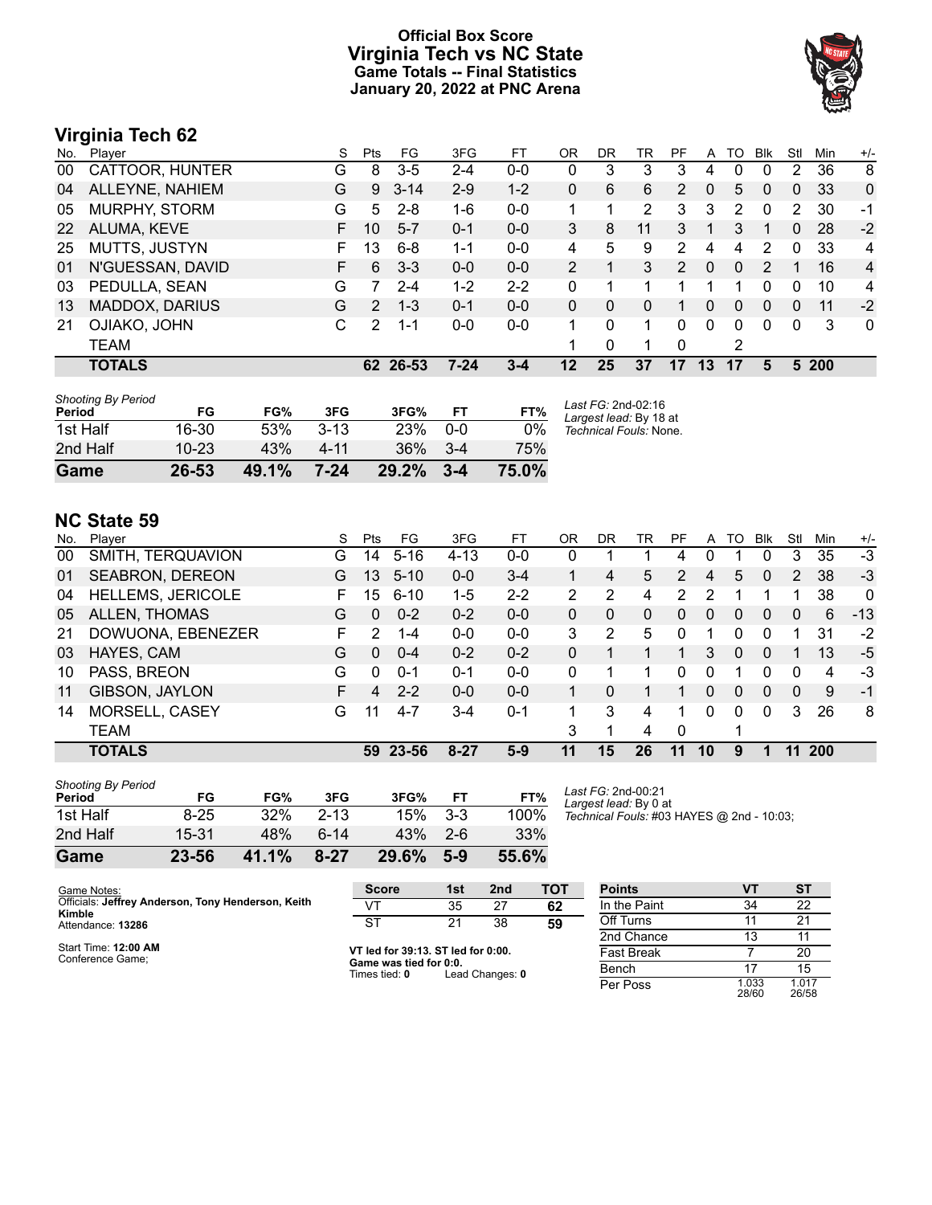# Official Box Score
## Virginia Tech vs NC State
### Game Totals -- Final Statistics
### January 20, 2022 at PNC Arena

## Virginia Tech 62

| No. | Player | S | Pts | FG | 3FG | FT | OR | DR | TR | PF | A | TO | Blk | Stl | Min | +/- |
|---|---|---|---|---|---|---|---|---|---|---|---|---|---|---|---|---|
| 00 | CATTOOR, HUNTER | G | 8 | 3-5 | 2-4 | 0-0 | 0 | 3 | 3 | 3 | 4 | 0 | 0 | 2 | 36 | 8 |
| 04 | ALLEYNE, NAHIEM | G | 9 | 3-14 | 2-9 | 1-2 | 0 | 6 | 6 | 2 | 0 | 5 | 0 | 0 | 33 | 0 |
| 05 | MURPHY, STORM | G | 5 | 2-8 | 1-6 | 0-0 | 1 | 1 | 2 | 3 | 3 | 2 | 0 | 2 | 30 | -1 |
| 22 | ALUMA, KEVE | F | 10 | 5-7 | 0-1 | 0-0 | 3 | 8 | 11 | 3 | 1 | 3 | 1 | 0 | 28 | -2 |
| 25 | MUTTS, JUSTYN | F | 13 | 6-8 | 1-1 | 0-0 | 4 | 5 | 9 | 2 | 4 | 4 | 2 | 0 | 33 | 4 |
| 01 | N'GUESSAN, DAVID | F | 6 | 3-3 | 0-0 | 0-0 | 2 | 1 | 3 | 2 | 0 | 0 | 2 | 1 | 16 | 4 |
| 03 | PEDULLA, SEAN | G | 7 | 2-4 | 1-2 | 2-2 | 0 | 1 | 1 | 1 | 1 | 1 | 0 | 0 | 10 | 4 |
| 13 | MADDOX, DARIUS | G | 2 | 1-3 | 0-1 | 0-0 | 0 | 0 | 0 | 1 | 0 | 0 | 0 | 0 | 11 | -2 |
| 21 | OJIAKO, JOHN | C | 2 | 1-1 | 0-0 | 0-0 | 1 | 0 | 1 | 0 | 0 | 0 | 0 | 0 | 3 | 0 |
| | TEAM | | | | | | 1 | 0 | 1 | 0 | | 2 | | | | |
| | **TOTALS** | | **62** | **26-53** | **7-24** | **3-4** | **12** | **25** | **37** | **17** | **13** | **17** | **5** | **5** | **200** | |

| Shooting By Period Period | FG | FG% | 3FG | 3FG% | FT | FT% |
|---|---|---|---|---|---|---|
| 1st Half | 16-30 | 53% | 3-13 | 23% | 0-0 | 0% |
| 2nd Half | 10-23 | 43% | 4-11 | 36% | 3-4 | 75% |
| **Game** | **26-53** | **49.1%** | **7-24** | **29.2%** | **3-4** | **75.0%** |

*Last FG:* 2nd-02:16
*Largest lead:* By 18 at
*Technical Fouls:* None.

## NC State 59

| No. | Player | S | Pts | FG | 3FG | FT | OR | DR | TR | PF | A | TO | Blk | Stl | Min | +/- |
|---|---|---|---|---|---|---|---|---|---|---|---|---|---|---|---|---|
| 00 | SMITH, TERQUAVION | G | 14 | 5-16 | 4-13 | 0-0 | 0 | 1 | 1 | 4 | 0 | 1 | 0 | 3 | 35 | -3 |
| 01 | SEABRON, DEREON | G | 13 | 5-10 | 0-0 | 3-4 | 1 | 4 | 5 | 2 | 4 | 5 | 0 | 2 | 38 | -3 |
| 04 | HELLEMS, JERICOLE | F | 15 | 6-10 | 1-5 | 2-2 | 2 | 2 | 4 | 2 | 2 | 1 | 1 | 1 | 38 | 0 |
| 05 | ALLEN, THOMAS | G | 0 | 0-2 | 0-2 | 0-0 | 0 | 0 | 0 | 0 | 0 | 0 | 0 | 0 | 6 | -13 |
| 21 | DOWUONA, EBENEZER | F | 2 | 1-4 | 0-0 | 0-0 | 3 | 2 | 5 | 0 | 1 | 0 | 0 | 1 | 31 | -2 |
| 03 | HAYES, CAM | G | 0 | 0-4 | 0-2 | 0-2 | 0 | 1 | 1 | 1 | 3 | 0 | 0 | 1 | 13 | -5 |
| 10 | PASS, BREON | G | 0 | 0-1 | 0-1 | 0-0 | 0 | 1 | 1 | 0 | 0 | 1 | 0 | 0 | 4 | -3 |
| 11 | GIBSON, JAYLON | F | 4 | 2-2 | 0-0 | 0-0 | 1 | 0 | 1 | 1 | 0 | 0 | 0 | 0 | 9 | -1 |
| 14 | MORSELL, CASEY | G | 11 | 4-7 | 3-4 | 0-1 | 1 | 3 | 4 | 1 | 0 | 0 | 0 | 3 | 26 | 8 |
| | TEAM | | | | | | 3 | 1 | 4 | 0 | | 1 | | | | |
| | **TOTALS** | | **59** | **23-56** | **8-27** | **5-9** | **11** | **15** | **26** | **11** | **10** | **9** | **1** | **11** | **200** | |

| Shooting By Period Period | FG | FG% | 3FG | 3FG% | FT | FT% |
|---|---|---|---|---|---|---|
| 1st Half | 8-25 | 32% | 2-13 | 15% | 3-3 | 100% |
| 2nd Half | 15-31 | 48% | 6-14 | 43% | 2-6 | 33% |
| **Game** | **23-56** | **41.1%** | **8-27** | **29.6%** | **5-9** | **55.6%** |

*Last FG:* 2nd-00:21
*Largest lead:* By 0 at
*Technical Fouls:* #03 HAYES @ 2nd - 10:03;

Game Notes:
Officials: **Jeffrey Anderson, Tony Henderson, Keith Kimble**
Attendance: **13286**

Start Time: **12:00 AM**
Conference Game;

| Score | 1st | 2nd | TOT |
|---|---|---|---|
| VT | 35 | 27 | **62** |
| ST | 21 | 38 | **59** |

**VT led for 39:13. ST led for 0:00.**
**Game was tied for 0:0.**
Times tied: **0** Lead Changes: **0**

| Points | VT | ST |
|---|---|---|
| In the Paint | 34 | 22 |
| Off Turns | 11 | 21 |
| 2nd Chance | 13 | 11 |
| Fast Break | 7 | 20 |
| Bench | 17 | 15 |
| Per Poss | 1.033 28/60 | 1.017 26/58 |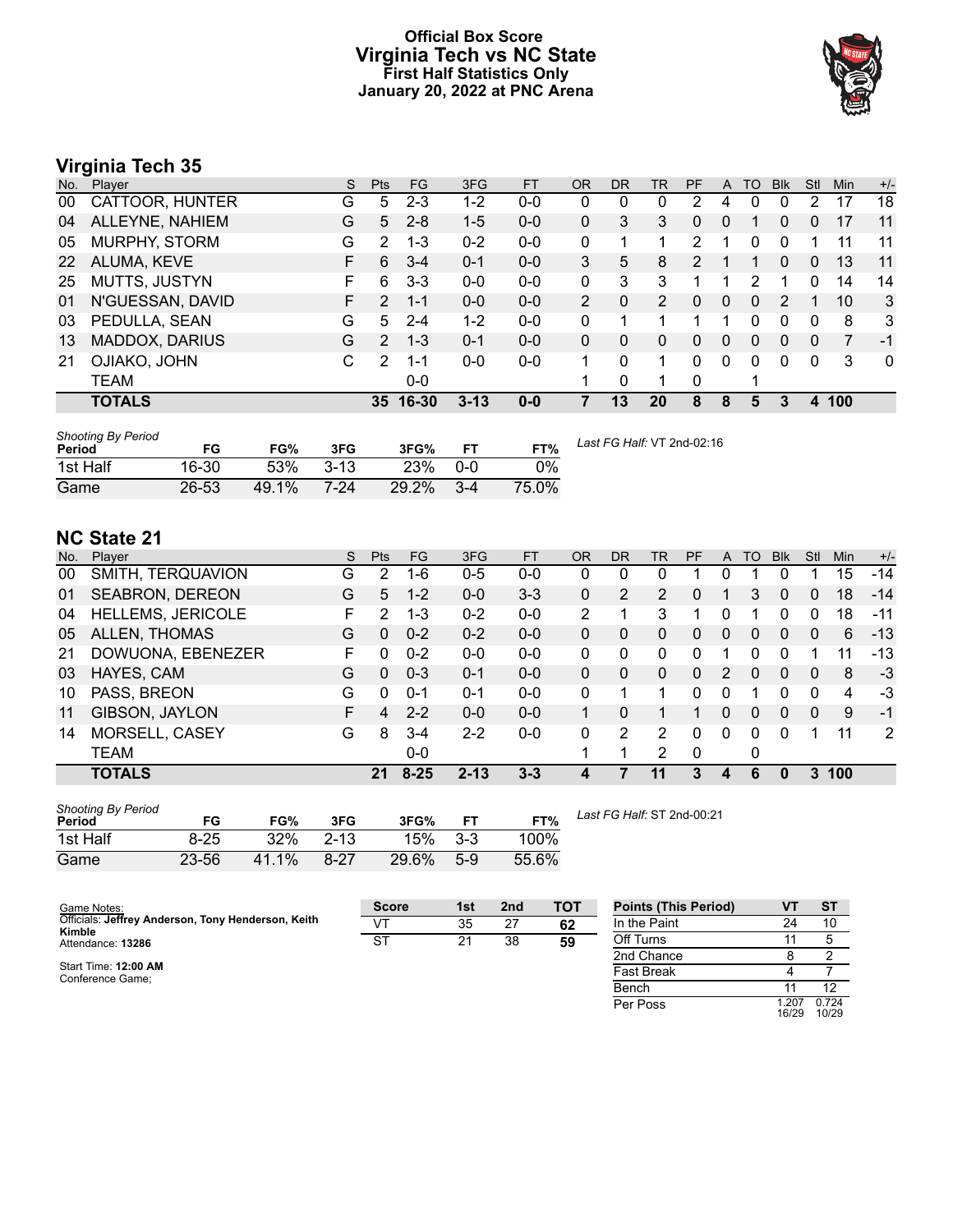# Official Box Score
# Virginia Tech vs NC State
## First Half Statistics Only
## January 20, 2022 at PNC Arena

## Virginia Tech 35

| No. | Player | S | Pts | FG | 3FG | FT | OR | DR | TR | PF | A | TO | Blk | Stl | Min | +/- |
|---|---|---|---|---|---|---|---|---|---|---|---|---|---|---|---|---|
| 00 | CATTOOR, HUNTER | G | 5 | 2-3 | 1-2 | 0-0 | 0 | 0 | 0 | 2 | 4 | 0 | 0 | 2 | 17 | 18 |
| 04 | ALLEYNE, NAHIEM | G | 5 | 2-8 | 1-5 | 0-0 | 0 | 3 | 3 | 0 | 0 | 1 | 0 | 0 | 17 | 11 |
| 05 | MURPHY, STORM | G | 2 | 1-3 | 0-2 | 0-0 | 0 | 1 | 1 | 2 | 1 | 0 | 0 | 1 | 11 | 11 |
| 22 | ALUMA, KEVE | F | 6 | 3-4 | 0-1 | 0-0 | 3 | 5 | 8 | 2 | 1 | 1 | 0 | 0 | 13 | 11 |
| 25 | MUTTS, JUSTYN | F | 6 | 3-3 | 0-0 | 0-0 | 0 | 3 | 3 | 1 | 1 | 2 | 1 | 0 | 14 | 14 |
| 01 | N'GUESSAN, DAVID | F | 2 | 1-1 | 0-0 | 0-0 | 2 | 0 | 2 | 0 | 0 | 0 | 2 | 1 | 10 | 3 |
| 03 | PEDULLA, SEAN | G | 5 | 2-4 | 1-2 | 0-0 | 0 | 1 | 1 | 1 | 1 | 0 | 0 | 0 | 8 | 3 |
| 13 | MADDOX, DARIUS | G | 2 | 1-3 | 0-1 | 0-0 | 0 | 0 | 0 | 0 | 0 | 0 | 0 | 0 | 7 | -1 |
| 21 | OJIAKO, JOHN | C | 2 | 1-1 | 0-0 | 0-0 | 1 | 0 | 1 | 0 | 0 | 0 | 0 | 0 | 3 | 0 |
| | TEAM | | | 0-0 | | | 1 | 0 | 1 | 0 | | 1 | | | | |
| | **TOTALS** | | **35** | **16-30** | **3-13** | **0-0** | **7** | **13** | **20** | **8** | **8** | **5** | **3** | **4** | **100** | |

| Shooting By Period Period | FG | FG% | 3FG | 3FG% | FT | FT% |
|---|---|---|---|---|---|---|
| 1st Half | 16-30 | 53% | 3-13 | 23% | 0-0 | 0% |
| Game | 26-53 | 49.1% | 7-24 | 29.2% | 3-4 | 75.0% |

*Last FG Half:* VT 2nd-02:16

## NC State 21

| No. | Player | S | Pts | FG | 3FG | FT | OR | DR | TR | PF | A | TO | Blk | Stl | Min | +/- |
|---|---|---|---|---|---|---|---|---|---|---|---|---|---|---|---|---|
| 00 | SMITH, TERQUAVION | G | 2 | 1-6 | 0-5 | 0-0 | 0 | 0 | 0 | 1 | 0 | 1 | 0 | 1 | 15 | -14 |
| 01 | SEABRON, DEREON | G | 5 | 1-2 | 0-0 | 3-3 | 0 | 2 | 2 | 0 | 1 | 3 | 0 | 0 | 18 | -14 |
| 04 | HELLEMS, JERICOLE | F | 2 | 1-3 | 0-2 | 0-0 | 2 | 1 | 3 | 1 | 0 | 1 | 0 | 0 | 18 | -11 |
| 05 | ALLEN, THOMAS | G | 0 | 0-2 | 0-2 | 0-0 | 0 | 0 | 0 | 0 | 0 | 0 | 0 | 0 | 6 | -13 |
| 21 | DOWUONA, EBENEZER | F | 0 | 0-2 | 0-0 | 0-0 | 0 | 0 | 0 | 0 | 1 | 0 | 0 | 1 | 11 | -13 |
| 03 | HAYES, CAM | G | 0 | 0-3 | 0-1 | 0-0 | 0 | 0 | 0 | 0 | 2 | 0 | 0 | 0 | 8 | -3 |
| 10 | PASS, BREON | G | 0 | 0-1 | 0-1 | 0-0 | 0 | 1 | 1 | 0 | 0 | 1 | 0 | 0 | 4 | -3 |
| 11 | GIBSON, JAYLON | F | 4 | 2-2 | 0-0 | 0-0 | 1 | 0 | 1 | 1 | 0 | 0 | 0 | 0 | 9 | -1 |
| 14 | MORSELL, CASEY | G | 8 | 3-4 | 2-2 | 0-0 | 0 | 2 | 2 | 0 | 0 | 0 | 0 | 1 | 11 | 2 |
| | TEAM | | | 0-0 | | | 1 | 1 | 2 | 0 | | 0 | | | | |
| | **TOTALS** | | **21** | **8-25** | **2-13** | **3-3** | **4** | **7** | **11** | **3** | **4** | **6** | **0** | **3** | **100** | |

| Shooting By Period Period | FG | FG% | 3FG | 3FG% | FT | FT% |
|---|---|---|---|---|---|---|
| 1st Half | 8-25 | 32% | 2-13 | 15% | 3-3 | 100% |
| Game | 23-56 | 41.1% | 8-27 | 29.6% | 5-9 | 55.6% |

*Last FG Half:* ST 2nd-00:21

Game Notes:
Officials: **Jeffrey Anderson, Tony Henderson, Keith Kimble**
Attendance: **13286**

Start Time: **12:00 AM**
Conference Game;

| Score | 1st | 2nd | TOT |
|---|---|---|---|
| VT | 35 | 27 | **62** |
| ST | 21 | 38 | **59** |

| Points (This Period) | VT | ST |
|---|---|---|
| In the Paint | 24 | 10 |
| Off Turns | 11 | 5 |
| 2nd Chance | 8 | 2 |
| Fast Break | 4 | 7 |
| Bench | 11 | 12 |
| Per Poss | 1.207 16/29 | 0.724 10/29 |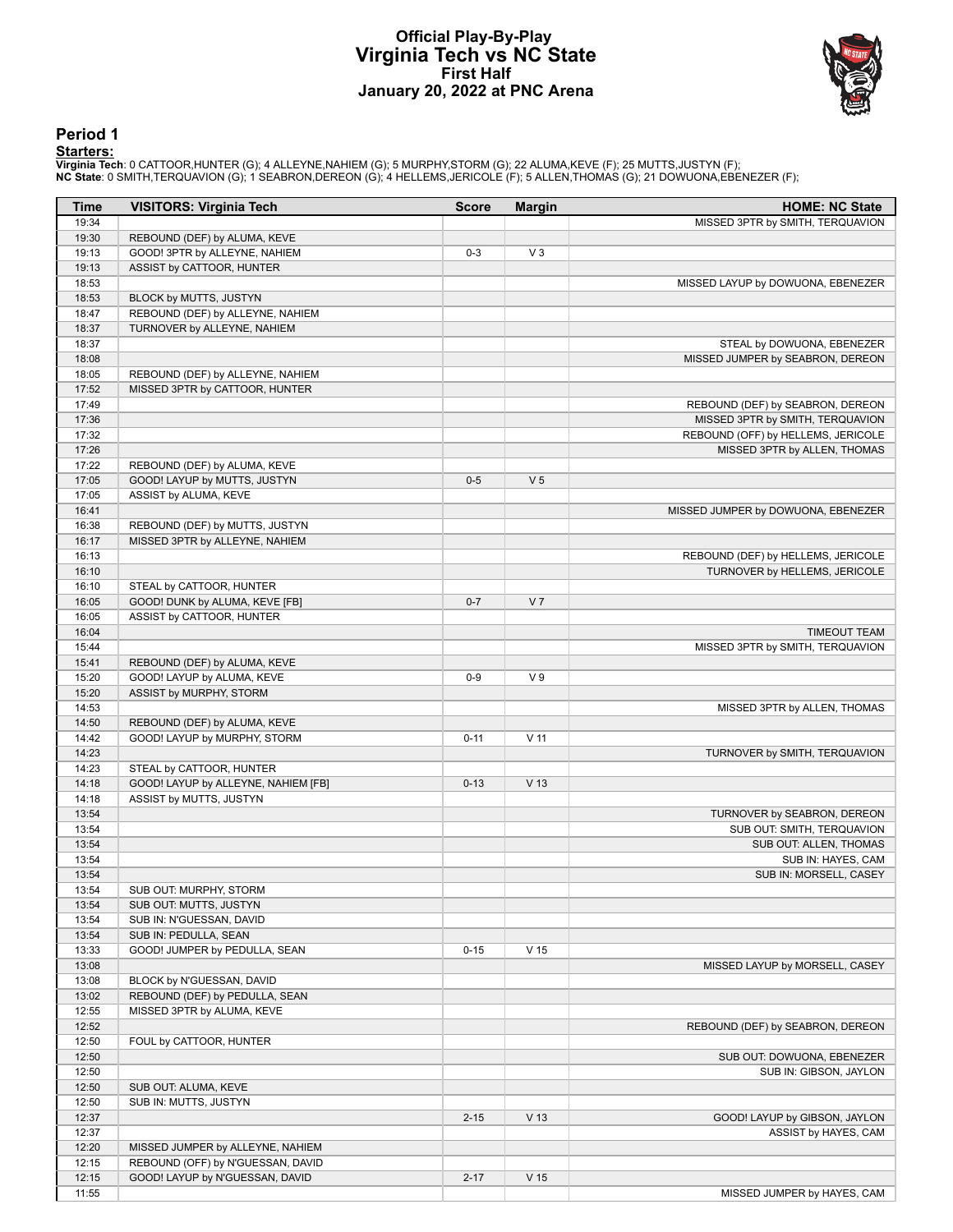# Official Play-By-Play
# Virginia Tech vs NC State
## First Half
## January 20, 2022 at PNC Arena

### Period 1

**Starters:**

**Virginia Tech**: 0 CATTOOR,HUNTER (G); 4 ALLEYNE,NAHIEM (G); 5 MURPHY,STORM (G); 22 ALUMA,KEVE (F); 25 MUTTS,JUSTYN (F);
**NC State**: 0 SMITH,TERQUAVION (G); 1 SEABRON,DEREON (G); 4 HELLEMS,JERICOLE (F); 5 ALLEN,THOMAS (G); 21 DOWUONA,EBENEZER (F);

| Time | VISITORS: Virginia Tech | Score | Margin | HOME: NC State |
|---|---|---|---|---|
| 19:34 | | | | MISSED 3PTR by SMITH, TERQUAVION |
| 19:30 | REBOUND (DEF) by ALUMA, KEVE | | | |
| 19:13 | GOOD! 3PTR by ALLEYNE, NAHIEM | 0-3 | V 3 | |
| 19:13 | ASSIST by CATTOOR, HUNTER | | | |
| 18:53 | | | | MISSED LAYUP by DOWUONA, EBENEZER |
| 18:53 | BLOCK by MUTTS, JUSTYN | | | |
| 18:47 | REBOUND (DEF) by ALLEYNE, NAHIEM | | | |
| 18:37 | TURNOVER by ALLEYNE, NAHIEM | | | |
| 18:37 | | | | STEAL by DOWUONA, EBENEZER |
| 18:08 | | | | MISSED JUMPER by SEABRON, DEREON |
| 18:05 | REBOUND (DEF) by ALLEYNE, NAHIEM | | | |
| 17:52 | MISSED 3PTR by CATTOOR, HUNTER | | | |
| 17:49 | | | | REBOUND (DEF) by SEABRON, DEREON |
| 17:36 | | | | MISSED 3PTR by SMITH, TERQUAVION |
| 17:32 | | | | REBOUND (OFF) by HELLEMS, JERICOLE |
| 17:26 | | | | MISSED 3PTR by ALLEN, THOMAS |
| 17:22 | REBOUND (DEF) by ALUMA, KEVE | | | |
| 17:05 | GOOD! LAYUP by MUTTS, JUSTYN | 0-5 | V 5 | |
| 17:05 | ASSIST by ALUMA, KEVE | | | |
| 16:41 | | | | MISSED JUMPER by DOWUONA, EBENEZER |
| 16:38 | REBOUND (DEF) by MUTTS, JUSTYN | | | |
| 16:17 | MISSED 3PTR by ALLEYNE, NAHIEM | | | |
| 16:13 | | | | REBOUND (DEF) by HELLEMS, JERICOLE |
| 16:10 | | | | TURNOVER by HELLEMS, JERICOLE |
| 16:10 | STEAL by CATTOOR, HUNTER | | | |
| 16:05 | GOOD! DUNK by ALUMA, KEVE [FB] | 0-7 | V 7 | |
| 16:05 | ASSIST by CATTOOR, HUNTER | | | |
| 16:04 | | | | TIMEOUT TEAM |
| 15:44 | | | | MISSED 3PTR by SMITH, TERQUAVION |
| 15:41 | REBOUND (DEF) by ALUMA, KEVE | | | |
| 15:20 | GOOD! LAYUP by ALUMA, KEVE | 0-9 | V 9 | |
| 15:20 | ASSIST by MURPHY, STORM | | | |
| 14:53 | | | | MISSED 3PTR by ALLEN, THOMAS |
| 14:50 | REBOUND (DEF) by ALUMA, KEVE | | | |
| 14:42 | GOOD! LAYUP by MURPHY, STORM | 0-11 | V 11 | |
| 14:23 | | | | TURNOVER by SMITH, TERQUAVION |
| 14:23 | STEAL by CATTOOR, HUNTER | | | |
| 14:18 | GOOD! LAYUP by ALLEYNE, NAHIEM [FB] | 0-13 | V 13 | |
| 14:18 | ASSIST by MUTTS, JUSTYN | | | |
| 13:54 | | | | TURNOVER by SEABRON, DEREON |
| 13:54 | | | | SUB OUT: SMITH, TERQUAVION |
| 13:54 | | | | SUB OUT: ALLEN, THOMAS |
| 13:54 | | | | SUB IN: HAYES, CAM |
| 13:54 | | | | SUB IN: MORSELL, CASEY |
| 13:54 | SUB OUT: MURPHY, STORM | | | |
| 13:54 | SUB OUT: MUTTS, JUSTYN | | | |
| 13:54 | SUB IN: N'GUESSAN, DAVID | | | |
| 13:54 | SUB IN: PEDULLA, SEAN | | | |
| 13:33 | GOOD! JUMPER by PEDULLA, SEAN | 0-15 | V 15 | |
| 13:08 | | | | MISSED LAYUP by MORSELL, CASEY |
| 13:08 | BLOCK by N'GUESSAN, DAVID | | | |
| 13:02 | REBOUND (DEF) by PEDULLA, SEAN | | | |
| 12:55 | MISSED 3PTR by ALUMA, KEVE | | | |
| 12:52 | | | | REBOUND (DEF) by SEABRON, DEREON |
| 12:50 | FOUL by CATTOOR, HUNTER | | | |
| 12:50 | | | | SUB OUT: DOWUONA, EBENEZER |
| 12:50 | | | | SUB IN: GIBSON, JAYLON |
| 12:50 | SUB OUT: ALUMA, KEVE | | | |
| 12:50 | SUB IN: MUTTS, JUSTYN | | | |
| 12:37 | | 2-15 | V 13 | GOOD! LAYUP by GIBSON, JAYLON |
| 12:37 | | | | ASSIST by HAYES, CAM |
| 12:20 | MISSED JUMPER by ALLEYNE, NAHIEM | | | |
| 12:15 | REBOUND (OFF) by N'GUESSAN, DAVID | | | |
| 12:15 | GOOD! LAYUP by N'GUESSAN, DAVID | 2-17 | V 15 | |
| 11:55 | | | | MISSED JUMPER by HAYES, CAM |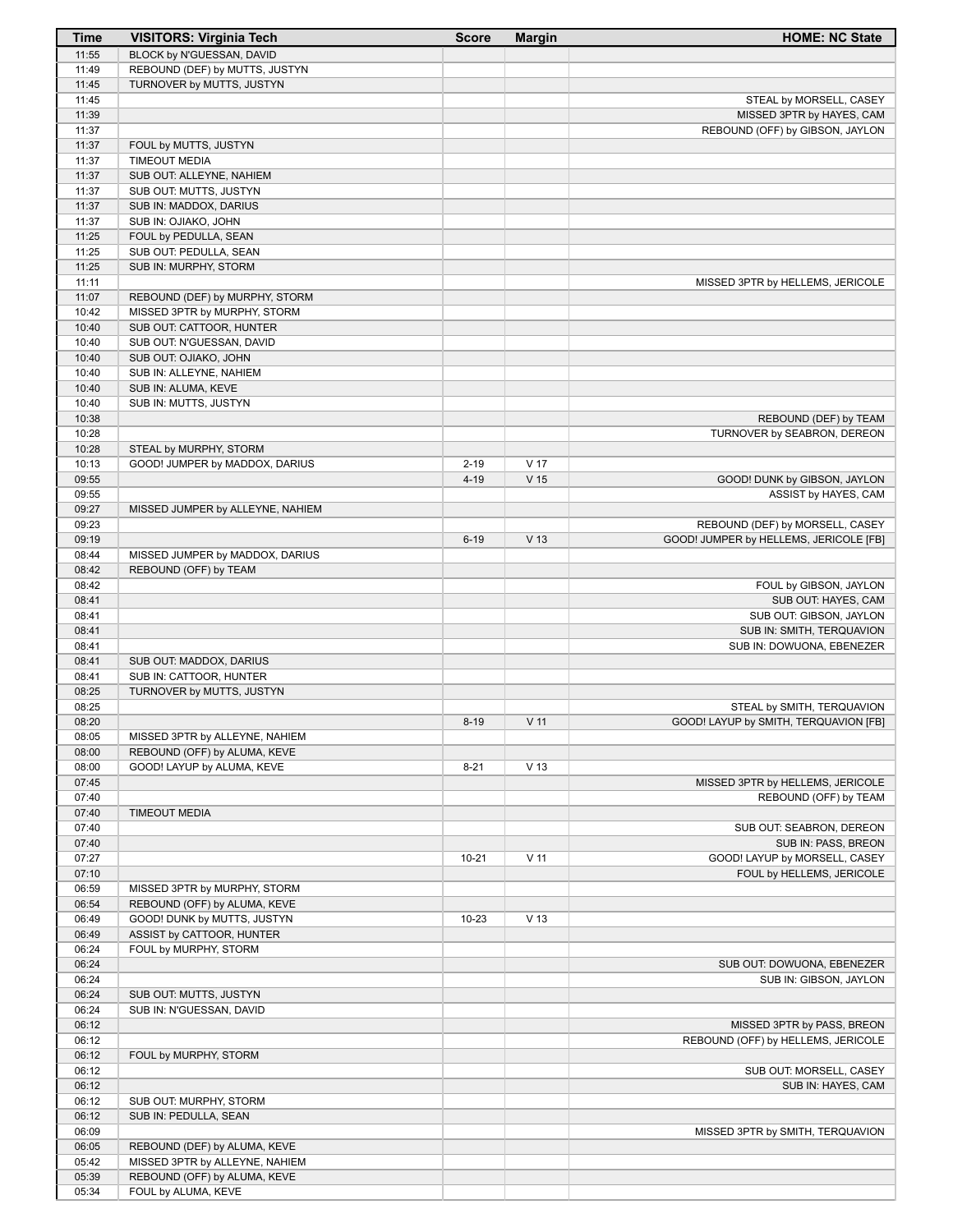| Time | VISITORS: Virginia Tech | Score | Margin | HOME: NC State |
|---|---|---|---|---|
| 11:55 | BLOCK by N'GUESSAN, DAVID | | | |
| 11:49 | REBOUND (DEF) by MUTTS, JUSTYN | | | |
| 11:45 | TURNOVER by MUTTS, JUSTYN | | | |
| 11:45 | | | | STEAL by MORSELL, CASEY |
| 11:39 | | | | MISSED 3PTR by HAYES, CAM |
| 11:37 | | | | REBOUND (OFF) by GIBSON, JAYLON |
| 11:37 | FOUL by MUTTS, JUSTYN | | | |
| 11:37 | TIMEOUT MEDIA | | | |
| 11:37 | SUB OUT: ALLEYNE, NAHIEM | | | |
| 11:37 | SUB OUT: MUTTS, JUSTYN | | | |
| 11:37 | SUB IN: MADDOX, DARIUS | | | |
| 11:37 | SUB IN: OJIAKO, JOHN | | | |
| 11:25 | FOUL by PEDULLA, SEAN | | | |
| 11:25 | SUB OUT: PEDULLA, SEAN | | | |
| 11:25 | SUB IN: MURPHY, STORM | | | |
| 11:11 | | | | MISSED 3PTR by HELLEMS, JERICOLE |
| 11:07 | REBOUND (DEF) by MURPHY, STORM | | | |
| 10:42 | MISSED 3PTR by MURPHY, STORM | | | |
| 10:40 | SUB OUT: CATTOOR, HUNTER | | | |
| 10:40 | SUB OUT: N'GUESSAN, DAVID | | | |
| 10:40 | SUB OUT: OJIAKO, JOHN | | | |
| 10:40 | SUB IN: ALLEYNE, NAHIEM | | | |
| 10:40 | SUB IN: ALUMA, KEVE | | | |
| 10:40 | SUB IN: MUTTS, JUSTYN | | | |
| 10:38 | | | | REBOUND (DEF) by TEAM |
| 10:28 | | | | TURNOVER by SEABRON, DEREON |
| 10:28 | STEAL by MURPHY, STORM | | | |
| 10:13 | GOOD! JUMPER by MADDOX, DARIUS | 2-19 | V 17 | |
| 09:55 | | 4-19 | V 15 | GOOD! DUNK by GIBSON, JAYLON |
| 09:55 | | | | ASSIST by HAYES, CAM |
| 09:27 | MISSED JUMPER by ALLEYNE, NAHIEM | | | |
| 09:23 | | | | REBOUND (DEF) by MORSELL, CASEY |
| 09:19 | | 6-19 | V 13 | GOOD! JUMPER by HELLEMS, JERICOLE [FB] |
| 08:44 | MISSED JUMPER by MADDOX, DARIUS | | | |
| 08:42 | REBOUND (OFF) by TEAM | | | |
| 08:42 | | | | FOUL by GIBSON, JAYLON |
| 08:41 | | | | SUB OUT: HAYES, CAM |
| 08:41 | | | | SUB OUT: GIBSON, JAYLON |
| 08:41 | | | | SUB IN: SMITH, TERQUAVION |
| 08:41 | | | | SUB IN: DOWUONA, EBENEZER |
| 08:41 | SUB OUT: MADDOX, DARIUS | | | |
| 08:41 | SUB IN: CATTOOR, HUNTER | | | |
| 08:25 | TURNOVER by MUTTS, JUSTYN | | | |
| 08:25 | | | | STEAL by SMITH, TERQUAVION |
| 08:20 | | 8-19 | V 11 | GOOD! LAYUP by SMITH, TERQUAVION [FB] |
| 08:05 | MISSED 3PTR by ALLEYNE, NAHIEM | | | |
| 08:00 | REBOUND (OFF) by ALUMA, KEVE | | | |
| 08:00 | GOOD! LAYUP by ALUMA, KEVE | 8-21 | V 13 | |
| 07:45 | | | | MISSED 3PTR by HELLEMS, JERICOLE |
| 07:40 | | | | REBOUND (OFF) by TEAM |
| 07:40 | TIMEOUT MEDIA | | | |
| 07:40 | | | | SUB OUT: SEABRON, DEREON |
| 07:40 | | | | SUB IN: PASS, BREON |
| 07:27 | | 10-21 | V 11 | GOOD! LAYUP by MORSELL, CASEY |
| 07:10 | | | | FOUL by HELLEMS, JERICOLE |
| 06:59 | MISSED 3PTR by MURPHY, STORM | | | |
| 06:54 | REBOUND (OFF) by ALUMA, KEVE | | | |
| 06:49 | GOOD! DUNK by MUTTS, JUSTYN | 10-23 | V 13 | |
| 06:49 | ASSIST by CATTOOR, HUNTER | | | |
| 06:24 | FOUL by MURPHY, STORM | | | |
| 06:24 | | | | SUB OUT: DOWUONA, EBENEZER |
| 06:24 | | | | SUB IN: GIBSON, JAYLON |
| 06:24 | SUB OUT: MUTTS, JUSTYN | | | |
| 06:24 | SUB IN: N'GUESSAN, DAVID | | | |
| 06:12 | | | | MISSED 3PTR by PASS, BREON |
| 06:12 | | | | REBOUND (OFF) by HELLEMS, JERICOLE |
| 06:12 | FOUL by MURPHY, STORM | | | |
| 06:12 | | | | SUB OUT: MORSELL, CASEY |
| 06:12 | | | | SUB IN: HAYES, CAM |
| 06:12 | SUB OUT: MURPHY, STORM | | | |
| 06:12 | SUB IN: PEDULLA, SEAN | | | |
| 06:09 | | | | MISSED 3PTR by SMITH, TERQUAVION |
| 06:05 | REBOUND (DEF) by ALUMA, KEVE | | | |
| 05:42 | MISSED 3PTR by ALLEYNE, NAHIEM | | | |
| 05:39 | REBOUND (OFF) by ALUMA, KEVE | | | |
| 05:34 | FOUL by ALUMA, KEVE | | | |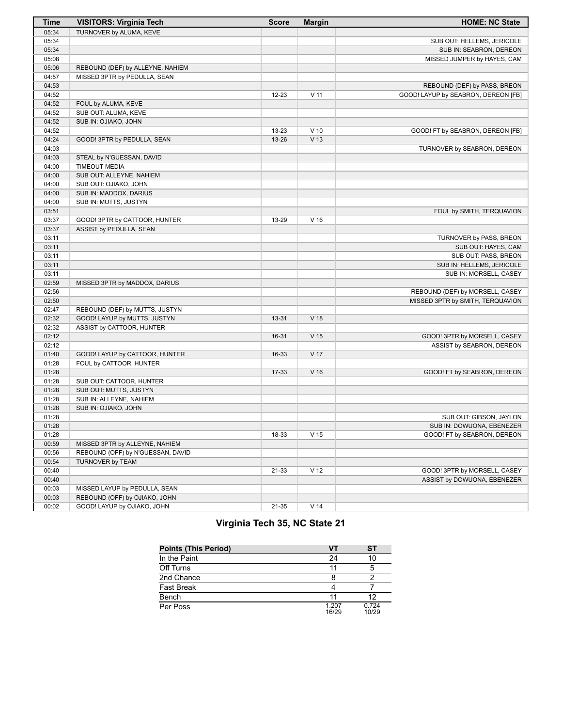| Time | VISITORS: Virginia Tech | Score | Margin | HOME: NC State |
|---|---|---|---|---|
| 05:34 | TURNOVER by ALUMA, KEVE | | | |
| 05:34 | | | | SUB OUT: HELLEMS, JERICOLE |
| 05:34 | | | | SUB IN: SEABRON, DEREON |
| 05:08 | | | | MISSED JUMPER by HAYES, CAM |
| 05:06 | REBOUND (DEF) by ALLEYNE, NAHIEM | | | |
| 04:57 | MISSED 3PTR by PEDULLA, SEAN | | | |
| 04:53 | | | | REBOUND (DEF) by PASS, BREON |
| 04:52 | | 12-23 | V 11 | GOOD! LAYUP by SEABRON, DEREON [FB] |
| 04:52 | FOUL by ALUMA, KEVE | | | |
| 04:52 | SUB OUT: ALUMA, KEVE | | | |
| 04:52 | SUB IN: OJIAKO, JOHN | | | |
| 04:52 | | 13-23 | V 10 | GOOD! FT by SEABRON, DEREON [FB] |
| 04:24 | GOOD! 3PTR by PEDULLA, SEAN | 13-26 | V 13 | |
| 04:03 | | | | TURNOVER by SEABRON, DEREON |
| 04:03 | STEAL by N'GUESSAN, DAVID | | | |
| 04:00 | TIMEOUT MEDIA | | | |
| 04:00 | SUB OUT: ALLEYNE, NAHIEM | | | |
| 04:00 | SUB OUT: OJIAKO, JOHN | | | |
| 04:00 | SUB IN: MADDOX, DARIUS | | | |
| 04:00 | SUB IN: MUTTS, JUSTYN | | | |
| 03:51 | | | | FOUL by SMITH, TERQUAVION |
| 03:37 | GOOD! 3PTR by CATTOOR, HUNTER | 13-29 | V 16 | |
| 03:37 | ASSIST by PEDULLA, SEAN | | | |
| 03:11 | | | | TURNOVER by PASS, BREON |
| 03:11 | | | | SUB OUT: HAYES, CAM |
| 03:11 | | | | SUB OUT: PASS, BREON |
| 03:11 | | | | SUB IN: HELLEMS, JERICOLE |
| 03:11 | | | | SUB IN: MORSELL, CASEY |
| 02:59 | MISSED 3PTR by MADDOX, DARIUS | | | |
| 02:56 | | | | REBOUND (DEF) by MORSELL, CASEY |
| 02:50 | | | | MISSED 3PTR by SMITH, TERQUAVION |
| 02:47 | REBOUND (DEF) by MUTTS, JUSTYN | | | |
| 02:32 | GOOD! LAYUP by MUTTS, JUSTYN | 13-31 | V 18 | |
| 02:32 | ASSIST by CATTOOR, HUNTER | | | |
| 02:12 | | 16-31 | V 15 | GOOD! 3PTR by MORSELL, CASEY |
| 02:12 | | | | ASSIST by SEABRON, DEREON |
| 01:40 | GOOD! LAYUP by CATTOOR, HUNTER | 16-33 | V 17 | |
| 01:28 | FOUL by CATTOOR, HUNTER | | | |
| 01:28 | | 17-33 | V 16 | GOOD! FT by SEABRON, DEREON |
| 01:28 | SUB OUT: CATTOOR, HUNTER | | | |
| 01:28 | SUB OUT: MUTTS, JUSTYN | | | |
| 01:28 | SUB IN: ALLEYNE, NAHIEM | | | |
| 01:28 | SUB IN: OJIAKO, JOHN | | | |
| 01:28 | | | | SUB OUT: GIBSON, JAYLON |
| 01:28 | | | | SUB IN: DOWUONA, EBENEZER |
| 01:28 | | 18-33 | V 15 | GOOD! FT by SEABRON, DEREON |
| 00:59 | MISSED 3PTR by ALLEYNE, NAHIEM | | | |
| 00:56 | REBOUND (OFF) by N'GUESSAN, DAVID | | | |
| 00:54 | TURNOVER by TEAM | | | |
| 00:40 | | 21-33 | V 12 | GOOD! 3PTR by MORSELL, CASEY |
| 00:40 | | | | ASSIST by DOWUONA, EBENEZER |
| 00:03 | MISSED LAYUP by PEDULLA, SEAN | | | |
| 00:03 | REBOUND (OFF) by OJIAKO, JOHN | | | |
| 00:02 | GOOD! LAYUP by OJIAKO, JOHN | 21-35 | V 14 | |

## Virginia Tech 35, NC State 21

| Points (This Period) | VT | ST |
|---|---|---|
| In the Paint | 24 | 10 |
| Off Turns | 11 | 5 |
| 2nd Chance | 8 | 2 |
| Fast Break | 4 | 7 |
| Bench | 11 | 12 |
| Per Poss | 1.207 16/29 | 0.724 10/29 |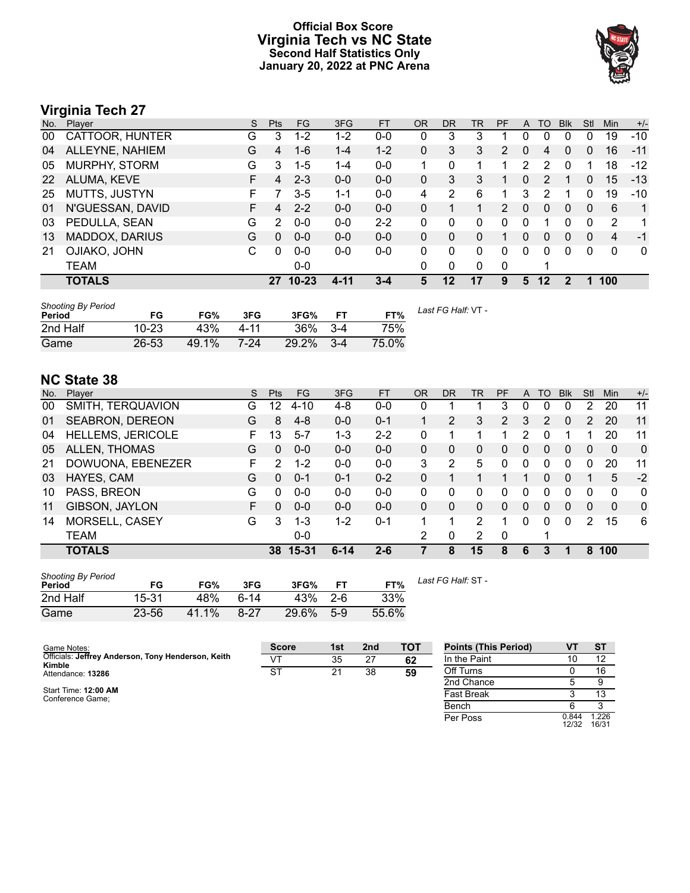# Official Box Score
## Virginia Tech vs NC State
### Second Half Statistics Only
### January 20, 2022 at PNC Arena

## Virginia Tech 27

| No. | Player | S | Pts | FG | 3FG | FT | OR | DR | TR | PF | A | TO | Blk | Stl | Min | +/- |
|---|---|---|---|---|---|---|---|---|---|---|---|---|---|---|---|---|
| 00 | CATTOOR, HUNTER | G | 3 | 1-2 | 1-2 | 0-0 | 0 | 3 | 3 | 1 | 0 | 0 | 0 | 0 | 19 | -10 |
| 04 | ALLEYNE, NAHIEM | G | 4 | 1-6 | 1-4 | 1-2 | 0 | 3 | 3 | 2 | 0 | 4 | 0 | 0 | 16 | -11 |
| 05 | MURPHY, STORM | G | 3 | 1-5 | 1-4 | 0-0 | 1 | 0 | 1 | 1 | 2 | 2 | 0 | 1 | 18 | -12 |
| 22 | ALUMA, KEVE | F | 4 | 2-3 | 0-0 | 0-0 | 0 | 3 | 3 | 1 | 0 | 2 | 1 | 0 | 15 | -13 |
| 25 | MUTTS, JUSTYN | F | 7 | 3-5 | 1-1 | 0-0 | 4 | 2 | 6 | 1 | 3 | 2 | 1 | 0 | 19 | -10 |
| 01 | N'GUESSAN, DAVID | F | 4 | 2-2 | 0-0 | 0-0 | 0 | 1 | 1 | 2 | 0 | 0 | 0 | 0 | 6 | 1 |
| 03 | PEDULLA, SEAN | G | 2 | 0-0 | 0-0 | 2-2 | 0 | 0 | 0 | 0 | 0 | 1 | 0 | 0 | 2 | 1 |
| 13 | MADDOX, DARIUS | G | 0 | 0-0 | 0-0 | 0-0 | 0 | 0 | 0 | 1 | 0 | 0 | 0 | 0 | 4 | -1 |
| 21 | OJIAKO, JOHN | C | 0 | 0-0 | 0-0 | 0-0 | 0 | 0 | 0 | 0 | 0 | 0 | 0 | 0 | 0 | 0 |
| | TEAM | | | 0-0 | | | 0 | 0 | 0 | 0 | | 1 | | | | |
| | **TOTALS** | | **27** | **10-23** | **4-11** | **3-4** | **5** | **12** | **17** | **9** | **5** | **12** | **2** | **1** | **100** | |

| Shooting By Period Period | FG | FG% | 3FG | 3FG% | FT | FT% |
|---|---|---|---|---|---|---|
| 2nd Half | 10-23 | 43% | 4-11 | 36% | 3-4 | 75% |
| Game | 26-53 | 49.1% | 7-24 | 29.2% | 3-4 | 75.0% |

*Last FG Half:* VT -

## NC State 38

| No. | Player | S | Pts | FG | 3FG | FT | OR | DR | TR | PF | A | TO | Blk | Stl | Min | +/- |
|---|---|---|---|---|---|---|---|---|---|---|---|---|---|---|---|---|
| 00 | SMITH, TERQUAVION | G | 12 | 4-10 | 4-8 | 0-0 | 0 | 1 | 1 | 3 | 0 | 0 | 0 | 2 | 20 | 11 |
| 01 | SEABRON, DEREON | G | 8 | 4-8 | 0-0 | 0-1 | 1 | 2 | 3 | 2 | 3 | 2 | 0 | 2 | 20 | 11 |
| 04 | HELLEMS, JERICOLE | F | 13 | 5-7 | 1-3 | 2-2 | 0 | 1 | 1 | 1 | 2 | 0 | 1 | 1 | 20 | 11 |
| 05 | ALLEN, THOMAS | G | 0 | 0-0 | 0-0 | 0-0 | 0 | 0 | 0 | 0 | 0 | 0 | 0 | 0 | 0 | 0 |
| 21 | DOWUONA, EBENEZER | F | 2 | 1-2 | 0-0 | 0-0 | 3 | 2 | 5 | 0 | 0 | 0 | 0 | 0 | 20 | 11 |
| 03 | HAYES, CAM | G | 0 | 0-1 | 0-1 | 0-2 | 0 | 1 | 1 | 1 | 1 | 0 | 0 | 1 | 5 | -2 |
| 10 | PASS, BREON | G | 0 | 0-0 | 0-0 | 0-0 | 0 | 0 | 0 | 0 | 0 | 0 | 0 | 0 | 0 | 0 |
| 11 | GIBSON, JAYLON | F | 0 | 0-0 | 0-0 | 0-0 | 0 | 0 | 0 | 0 | 0 | 0 | 0 | 0 | 0 | 0 |
| 14 | MORSELL, CASEY | G | 3 | 1-3 | 1-2 | 0-1 | 1 | 1 | 2 | 1 | 0 | 0 | 0 | 2 | 15 | 6 |
| | TEAM | | | 0-0 | | | 2 | 0 | 2 | 0 | | 1 | | | | |
| | **TOTALS** | | **38** | **15-31** | **6-14** | **2-6** | **7** | **8** | **15** | **8** | **6** | **3** | **1** | **8** | **100** | |

| Shooting By Period Period | FG | FG% | 3FG | 3FG% | FT | FT% |
|---|---|---|---|---|---|---|
| 2nd Half | 15-31 | 48% | 6-14 | 43% | 2-6 | 33% |
| Game | 23-56 | 41.1% | 8-27 | 29.6% | 5-9 | 55.6% |

*Last FG Half:* ST -

Game Notes:
Officials: **Jeffrey Anderson, Tony Henderson, Keith Kimble**
Attendance: **13286**

Start Time: **12:00 AM**
Conference Game;

| Score | 1st | 2nd | TOT |
|---|---|---|---|
| VT | 35 | 27 | **62** |
| ST | 21 | 38 | **59** |

| Points (This Period) | VT | ST |
|---|---|---|
| In the Paint | 10 | 12 |
| Off Turns | 0 | 16 |
| 2nd Chance | 5 | 9 |
| Fast Break | 3 | 13 |
| Bench | 6 | 3 |
| Per Poss | 0.844 12/32 | 1.226 16/31 |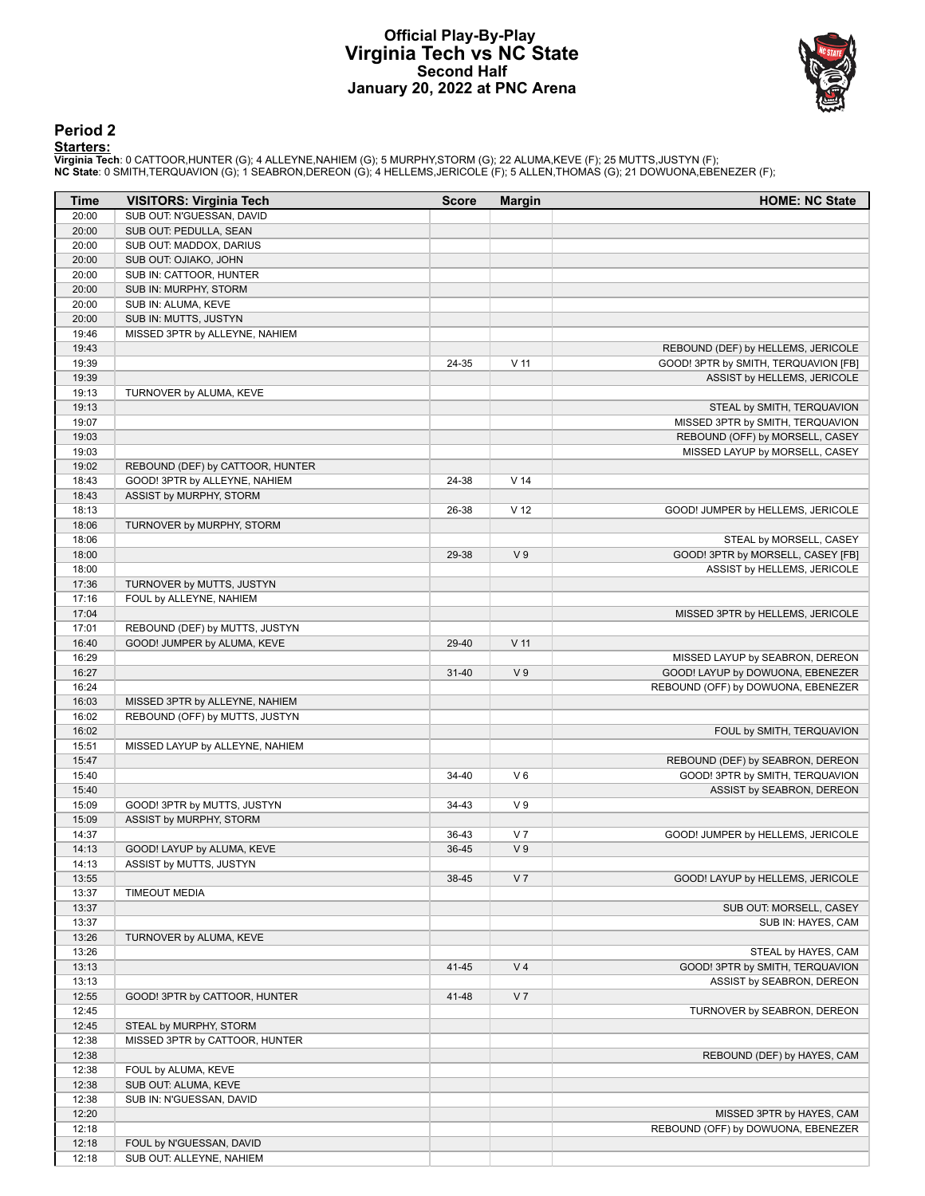# Official Play-By-Play
# Virginia Tech vs NC State
## Second Half
## January 20, 2022 at PNC Arena

### Period 2

**Starters:**

**Virginia Tech**: 0 CATTOOR,HUNTER (G); 4 ALLEYNE,NAHIEM (G); 5 MURPHY,STORM (G); 22 ALUMA,KEVE (F); 25 MUTTS,JUSTYN (F);
**NC State**: 0 SMITH,TERQUAVION (G); 1 SEABRON,DEREON (G); 4 HELLEMS,JERICOLE (F); 5 ALLEN,THOMAS (G); 21 DOWUONA,EBENEZER (F);

| Time | VISITORS: Virginia Tech | Score | Margin | HOME: NC State |
|---|---|---|---|---|
| 20:00 | SUB OUT: N'GUESSAN, DAVID | | | |
| 20:00 | SUB OUT: PEDULLA, SEAN | | | |
| 20:00 | SUB OUT: MADDOX, DARIUS | | | |
| 20:00 | SUB OUT: OJIAKO, JOHN | | | |
| 20:00 | SUB IN: CATTOOR, HUNTER | | | |
| 20:00 | SUB IN: MURPHY, STORM | | | |
| 20:00 | SUB IN: ALUMA, KEVE | | | |
| 20:00 | SUB IN: MUTTS, JUSTYN | | | |
| 19:46 | MISSED 3PTR by ALLEYNE, NAHIEM | | | |
| 19:43 | | | | REBOUND (DEF) by HELLEMS, JERICOLE |
| 19:39 | | 24-35 | V 11 | GOOD! 3PTR by SMITH, TERQUAVION [FB] |
| 19:39 | | | | ASSIST by HELLEMS, JERICOLE |
| 19:13 | TURNOVER by ALUMA, KEVE | | | |
| 19:13 | | | | STEAL by SMITH, TERQUAVION |
| 19:07 | | | | MISSED 3PTR by SMITH, TERQUAVION |
| 19:03 | | | | REBOUND (OFF) by MORSELL, CASEY |
| 19:03 | | | | MISSED LAYUP by MORSELL, CASEY |
| 19:02 | REBOUND (DEF) by CATTOOR, HUNTER | | | |
| 18:43 | GOOD! 3PTR by ALLEYNE, NAHIEM | 24-38 | V 14 | |
| 18:43 | ASSIST by MURPHY, STORM | | | |
| 18:13 | | 26-38 | V 12 | GOOD! JUMPER by HELLEMS, JERICOLE |
| 18:06 | TURNOVER by MURPHY, STORM | | | |
| 18:06 | | | | STEAL by MORSELL, CASEY |
| 18:00 | | 29-38 | V 9 | GOOD! 3PTR by MORSELL, CASEY [FB] |
| 18:00 | | | | ASSIST by HELLEMS, JERICOLE |
| 17:36 | TURNOVER by MUTTS, JUSTYN | | | |
| 17:16 | FOUL by ALLEYNE, NAHIEM | | | |
| 17:04 | | | | MISSED 3PTR by HELLEMS, JERICOLE |
| 17:01 | REBOUND (DEF) by MUTTS, JUSTYN | | | |
| 16:40 | GOOD! JUMPER by ALUMA, KEVE | 29-40 | V 11 | |
| 16:29 | | | | MISSED LAYUP by SEABRON, DEREON |
| 16:27 | | 31-40 | V 9 | GOOD! LAYUP by DOWUONA, EBENEZER |
| 16:24 | | | | REBOUND (OFF) by DOWUONA, EBENEZER |
| 16:03 | MISSED 3PTR by ALLEYNE, NAHIEM | | | |
| 16:02 | REBOUND (OFF) by MUTTS, JUSTYN | | | |
| 16:02 | | | | FOUL by SMITH, TERQUAVION |
| 15:51 | MISSED LAYUP by ALLEYNE, NAHIEM | | | |
| 15:47 | | | | REBOUND (DEF) by SEABRON, DEREON |
| 15:40 | | 34-40 | V 6 | GOOD! 3PTR by SMITH, TERQUAVION |
| 15:40 | | | | ASSIST by SEABRON, DEREON |
| 15:09 | GOOD! 3PTR by MUTTS, JUSTYN | 34-43 | V 9 | |
| 15:09 | ASSIST by MURPHY, STORM | | | |
| 14:37 | | 36-43 | V 7 | GOOD! JUMPER by HELLEMS, JERICOLE |
| 14:13 | GOOD! LAYUP by ALUMA, KEVE | 36-45 | V 9 | |
| 14:13 | ASSIST by MUTTS, JUSTYN | | | |
| 13:55 | | 38-45 | V 7 | GOOD! LAYUP by HELLEMS, JERICOLE |
| 13:37 | TIMEOUT MEDIA | | | |
| 13:37 | | | | SUB OUT: MORSELL, CASEY |
| 13:37 | | | | SUB IN: HAYES, CAM |
| 13:26 | TURNOVER by ALUMA, KEVE | | | |
| 13:26 | | | | STEAL by HAYES, CAM |
| 13:13 | | 41-45 | V 4 | GOOD! 3PTR by SMITH, TERQUAVION |
| 13:13 | | | | ASSIST by SEABRON, DEREON |
| 12:55 | GOOD! 3PTR by CATTOOR, HUNTER | 41-48 | V 7 | |
| 12:45 | | | | TURNOVER by SEABRON, DEREON |
| 12:45 | STEAL by MURPHY, STORM | | | |
| 12:38 | MISSED 3PTR by CATTOOR, HUNTER | | | |
| 12:38 | | | | REBOUND (DEF) by HAYES, CAM |
| 12:38 | FOUL by ALUMA, KEVE | | | |
| 12:38 | SUB OUT: ALUMA, KEVE | | | |
| 12:38 | SUB IN: N'GUESSAN, DAVID | | | |
| 12:20 | | | | MISSED 3PTR by HAYES, CAM |
| 12:18 | | | | REBOUND (OFF) by DOWUONA, EBENEZER |
| 12:18 | FOUL by N'GUESSAN, DAVID | | | |
| 12:18 | SUB OUT: ALLEYNE, NAHIEM | | | |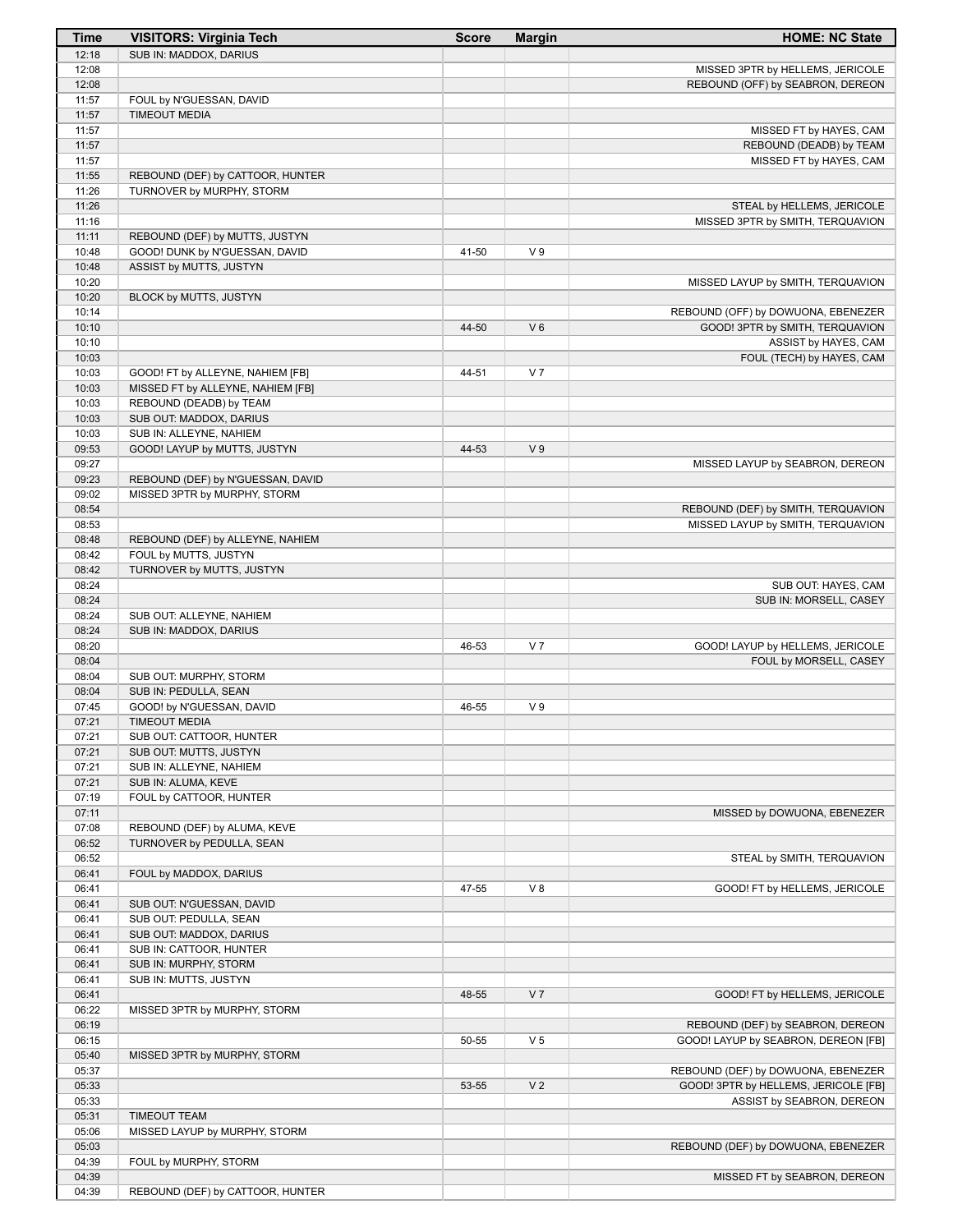| Time | VISITORS: Virginia Tech | Score | Margin | HOME: NC State |
|---|---|---|---|---|
| 12:18 | SUB IN: MADDOX, DARIUS | | | |
| 12:08 | | | | MISSED 3PTR by HELLEMS, JERICOLE |
| 12:08 | | | | REBOUND (OFF) by SEABRON, DEREON |
| 11:57 | FOUL by N'GUESSAN, DAVID | | | |
| 11:57 | TIMEOUT MEDIA | | | |
| 11:57 | | | | MISSED FT by HAYES, CAM |
| 11:57 | | | | REBOUND (DEADB) by TEAM |
| 11:57 | | | | MISSED FT by HAYES, CAM |
| 11:55 | REBOUND (DEF) by CATTOOR, HUNTER | | | |
| 11:26 | TURNOVER by MURPHY, STORM | | | |
| 11:26 | | | | STEAL by HELLEMS, JERICOLE |
| 11:16 | | | | MISSED 3PTR by SMITH, TERQUAVION |
| 11:11 | REBOUND (DEF) by MUTTS, JUSTYN | | | |
| 10:48 | GOOD! DUNK by N'GUESSAN, DAVID | 41-50 | V 9 | |
| 10:48 | ASSIST by MUTTS, JUSTYN | | | |
| 10:20 | | | | MISSED LAYUP by SMITH, TERQUAVION |
| 10:20 | BLOCK by MUTTS, JUSTYN | | | |
| 10:14 | | | | REBOUND (OFF) by DOWUONA, EBENEZER |
| 10:10 | | 44-50 | V 6 | GOOD! 3PTR by SMITH, TERQUAVION |
| 10:10 | | | | ASSIST by HAYES, CAM |
| 10:03 | | | | FOUL (TECH) by HAYES, CAM |
| 10:03 | GOOD! FT by ALLEYNE, NAHIEM [FB] | 44-51 | V 7 | |
| 10:03 | MISSED FT by ALLEYNE, NAHIEM [FB] | | | |
| 10:03 | REBOUND (DEADB) by TEAM | | | |
| 10:03 | SUB OUT: MADDOX, DARIUS | | | |
| 10:03 | SUB IN: ALLEYNE, NAHIEM | | | |
| 09:53 | GOOD! LAYUP by MUTTS, JUSTYN | 44-53 | V 9 | |
| 09:27 | | | | MISSED LAYUP by SEABRON, DEREON |
| 09:23 | REBOUND (DEF) by N'GUESSAN, DAVID | | | |
| 09:02 | MISSED 3PTR by MURPHY, STORM | | | |
| 08:54 | | | | REBOUND (DEF) by SMITH, TERQUAVION |
| 08:53 | | | | MISSED LAYUP by SMITH, TERQUAVION |
| 08:48 | REBOUND (DEF) by ALLEYNE, NAHIEM | | | |
| 08:42 | FOUL by MUTTS, JUSTYN | | | |
| 08:42 | TURNOVER by MUTTS, JUSTYN | | | |
| 08:24 | | | | SUB OUT: HAYES, CAM |
| 08:24 | | | | SUB IN: MORSELL, CASEY |
| 08:24 | SUB OUT: ALLEYNE, NAHIEM | | | |
| 08:24 | SUB IN: MADDOX, DARIUS | | | |
| 08:20 | | 46-53 | V 7 | GOOD! LAYUP by HELLEMS, JERICOLE |
| 08:04 | | | | FOUL by MORSELL, CASEY |
| 08:04 | SUB OUT: MURPHY, STORM | | | |
| 08:04 | SUB IN: PEDULLA, SEAN | | | |
| 07:45 | GOOD! by N'GUESSAN, DAVID | 46-55 | V 9 | |
| 07:21 | TIMEOUT MEDIA | | | |
| 07:21 | SUB OUT: CATTOOR, HUNTER | | | |
| 07:21 | SUB OUT: MUTTS, JUSTYN | | | |
| 07:21 | SUB IN: ALLEYNE, NAHIEM | | | |
| 07:21 | SUB IN: ALUMA, KEVE | | | |
| 07:19 | FOUL by CATTOOR, HUNTER | | | |
| 07:11 | | | | MISSED by DOWUONA, EBENEZER |
| 07:08 | REBOUND (DEF) by ALUMA, KEVE | | | |
| 06:52 | TURNOVER by PEDULLA, SEAN | | | |
| 06:52 | | | | STEAL by SMITH, TERQUAVION |
| 06:41 | FOUL by MADDOX, DARIUS | | | |
| 06:41 | | 47-55 | V 8 | GOOD! FT by HELLEMS, JERICOLE |
| 06:41 | SUB OUT: N'GUESSAN, DAVID | | | |
| 06:41 | SUB OUT: PEDULLA, SEAN | | | |
| 06:41 | SUB OUT: MADDOX, DARIUS | | | |
| 06:41 | SUB IN: CATTOOR, HUNTER | | | |
| 06:41 | SUB IN: MURPHY, STORM | | | |
| 06:41 | SUB IN: MUTTS, JUSTYN | | | |
| 06:41 | | 48-55 | V 7 | GOOD! FT by HELLEMS, JERICOLE |
| 06:22 | MISSED 3PTR by MURPHY, STORM | | | |
| 06:19 | | | | REBOUND (DEF) by SEABRON, DEREON |
| 06:15 | | 50-55 | V 5 | GOOD! LAYUP by SEABRON, DEREON [FB] |
| 05:40 | MISSED 3PTR by MURPHY, STORM | | | |
| 05:37 | | | | REBOUND (DEF) by DOWUONA, EBENEZER |
| 05:33 | | 53-55 | V 2 | GOOD! 3PTR by HELLEMS, JERICOLE [FB] |
| 05:33 | | | | ASSIST by SEABRON, DEREON |
| 05:31 | TIMEOUT TEAM | | | |
| 05:06 | MISSED LAYUP by MURPHY, STORM | | | |
| 05:03 | | | | REBOUND (DEF) by DOWUONA, EBENEZER |
| 04:39 | FOUL by MURPHY, STORM | | | |
| 04:39 | | | | MISSED FT by SEABRON, DEREON |
| 04:39 | REBOUND (DEF) by CATTOOR, HUNTER | | | |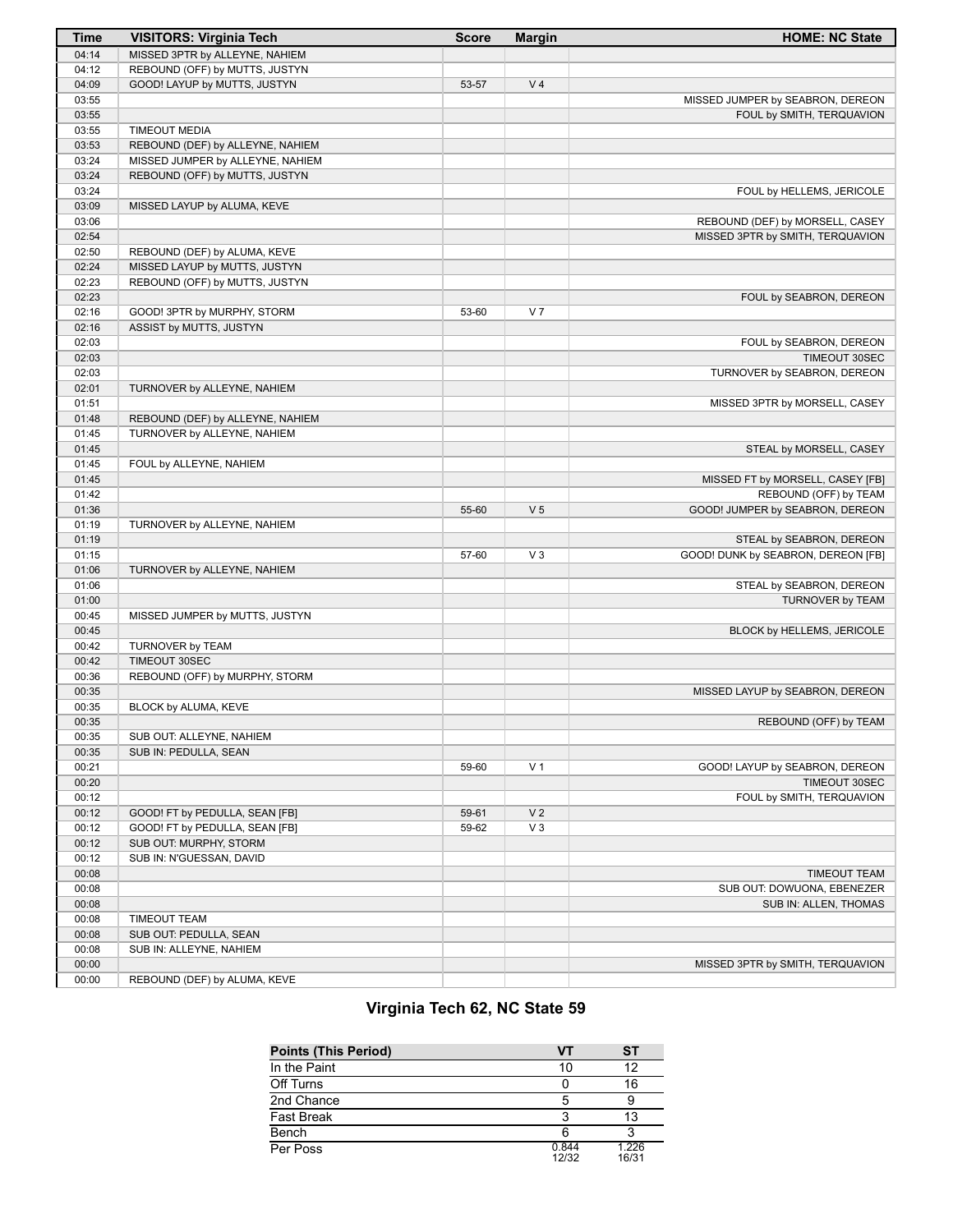| Time | VISITORS: Virginia Tech | Score | Margin | HOME: NC State |
| --- | --- | --- | --- | --- |
| 04:14 | MISSED 3PTR by ALLEYNE, NAHIEM | | | |
| 04:12 | REBOUND (OFF) by MUTTS, JUSTYN | | | |
| 04:09 | GOOD! LAYUP by MUTTS, JUSTYN | 53-57 | V 4 | |
| 03:55 | | | | MISSED JUMPER by SEABRON, DEREON |
| 03:55 | | | | FOUL by SMITH, TERQUAVION |
| 03:55 | TIMEOUT MEDIA | | | |
| 03:53 | REBOUND (DEF) by ALLEYNE, NAHIEM | | | |
| 03:24 | MISSED JUMPER by ALLEYNE, NAHIEM | | | |
| 03:24 | REBOUND (OFF) by MUTTS, JUSTYN | | | |
| 03:24 | | | | FOUL by HELLEMS, JERICOLE |
| 03:09 | MISSED LAYUP by ALUMA, KEVE | | | |
| 03:06 | | | | REBOUND (DEF) by MORSELL, CASEY |
| 02:54 | | | | MISSED 3PTR by SMITH, TERQUAVION |
| 02:50 | REBOUND (DEF) by ALUMA, KEVE | | | |
| 02:24 | MISSED LAYUP by MUTTS, JUSTYN | | | |
| 02:23 | REBOUND (OFF) by MUTTS, JUSTYN | | | |
| 02:23 | | | | FOUL by SEABRON, DEREON |
| 02:16 | GOOD! 3PTR by MURPHY, STORM | 53-60 | V 7 | |
| 02:16 | ASSIST by MUTTS, JUSTYN | | | |
| 02:03 | | | | FOUL by SEABRON, DEREON |
| 02:03 | | | | TIMEOUT 30SEC |
| 02:03 | | | | TURNOVER by SEABRON, DEREON |
| 02:01 | TURNOVER by ALLEYNE, NAHIEM | | | |
| 01:51 | | | | MISSED 3PTR by MORSELL, CASEY |
| 01:48 | REBOUND (DEF) by ALLEYNE, NAHIEM | | | |
| 01:45 | TURNOVER by ALLEYNE, NAHIEM | | | |
| 01:45 | | | | STEAL by MORSELL, CASEY |
| 01:45 | FOUL by ALLEYNE, NAHIEM | | | |
| 01:45 | | | | MISSED FT by MORSELL, CASEY [FB] |
| 01:42 | | | | REBOUND (OFF) by TEAM |
| 01:36 | | 55-60 | V 5 | GOOD! JUMPER by SEABRON, DEREON |
| 01:19 | TURNOVER by ALLEYNE, NAHIEM | | | |
| 01:19 | | | | STEAL by SEABRON, DEREON |
| 01:15 | | 57-60 | V 3 | GOOD! DUNK by SEABRON, DEREON [FB] |
| 01:06 | TURNOVER by ALLEYNE, NAHIEM | | | |
| 01:06 | | | | STEAL by SEABRON, DEREON |
| 01:00 | | | | TURNOVER by TEAM |
| 00:45 | MISSED JUMPER by MUTTS, JUSTYN | | | |
| 00:45 | | | | BLOCK by HELLEMS, JERICOLE |
| 00:42 | TURNOVER by TEAM | | | |
| 00:42 | TIMEOUT 30SEC | | | |
| 00:36 | REBOUND (OFF) by MURPHY, STORM | | | |
| 00:35 | | | | MISSED LAYUP by SEABRON, DEREON |
| 00:35 | BLOCK by ALUMA, KEVE | | | |
| 00:35 | | | | REBOUND (OFF) by TEAM |
| 00:35 | SUB OUT: ALLEYNE, NAHIEM | | | |
| 00:35 | SUB IN: PEDULLA, SEAN | | | |
| 00:21 | | 59-60 | V 1 | GOOD! LAYUP by SEABRON, DEREON |
| 00:20 | | | | TIMEOUT 30SEC |
| 00:12 | | | | FOUL by SMITH, TERQUAVION |
| 00:12 | GOOD! FT by PEDULLA, SEAN [FB] | 59-61 | V 2 | |
| 00:12 | GOOD! FT by PEDULLA, SEAN [FB] | 59-62 | V 3 | |
| 00:12 | SUB OUT: MURPHY, STORM | | | |
| 00:12 | SUB IN: N'GUESSAN, DAVID | | | |
| 00:08 | | | | TIMEOUT TEAM |
| 00:08 | | | | SUB OUT: DOWUONA, EBENEZER |
| 00:08 | | | | SUB IN: ALLEN, THOMAS |
| 00:08 | TIMEOUT TEAM | | | |
| 00:08 | SUB OUT: PEDULLA, SEAN | | | |
| 00:08 | SUB IN: ALLEYNE, NAHIEM | | | |
| 00:00 | | | | MISSED 3PTR by SMITH, TERQUAVION |
| 00:00 | REBOUND (DEF) by ALUMA, KEVE | | | |

## Virginia Tech 62, NC State 59

| Points (This Period) | VT | ST |
| --- | --- | --- |
| In the Paint | 10 | 12 |
| Off Turns | 0 | 16 |
| 2nd Chance | 5 | 9 |
| Fast Break | 3 | 13 |
| Bench | 6 | 3 |
| Per Poss | 0.844 12/32 | 1.226 16/31 |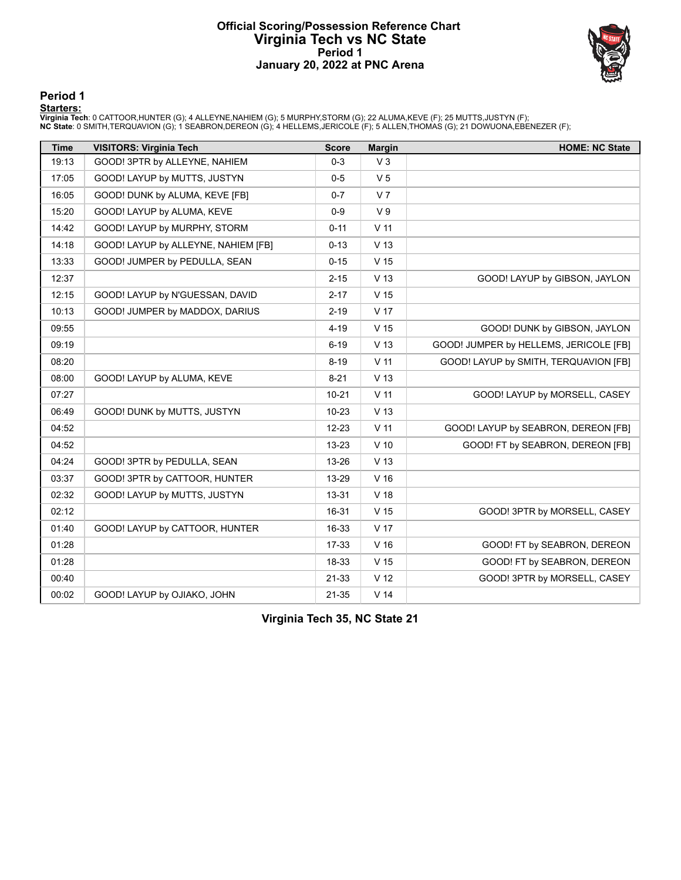# Official Scoring/Possession Reference Chart
# Virginia Tech vs NC State
# Period 1
# January 20, 2022 at PNC Arena

## Period 1

**Starters:**

**Virginia Tech**: 0 CATTOOR,HUNTER (G); 4 ALLEYNE,NAHIEM (G); 5 MURPHY,STORM (G); 22 ALUMA,KEVE (F); 25 MUTTS,JUSTYN (F);
**NC State**: 0 SMITH,TERQUAVION (G); 1 SEABRON,DEREON (G); 4 HELLEMS,JERICOLE (F); 5 ALLEN,THOMAS (G); 21 DOWUONA,EBENEZER (F);

| Time | VISITORS: Virginia Tech | Score | Margin | HOME: NC State |
|---|---|---|---|---|
| 19:13 | GOOD! 3PTR by ALLEYNE, NAHIEM | 0-3 | V 3 | |
| 17:05 | GOOD! LAYUP by MUTTS, JUSTYN | 0-5 | V 5 | |
| 16:05 | GOOD! DUNK by ALUMA, KEVE [FB] | 0-7 | V 7 | |
| 15:20 | GOOD! LAYUP by ALUMA, KEVE | 0-9 | V 9 | |
| 14:42 | GOOD! LAYUP by MURPHY, STORM | 0-11 | V 11 | |
| 14:18 | GOOD! LAYUP by ALLEYNE, NAHIEM [FB] | 0-13 | V 13 | |
| 13:33 | GOOD! JUMPER by PEDULLA, SEAN | 0-15 | V 15 | |
| 12:37 | | 2-15 | V 13 | GOOD! LAYUP by GIBSON, JAYLON |
| 12:15 | GOOD! LAYUP by N'GUESSAN, DAVID | 2-17 | V 15 | |
| 10:13 | GOOD! JUMPER by MADDOX, DARIUS | 2-19 | V 17 | |
| 09:55 | | 4-19 | V 15 | GOOD! DUNK by GIBSON, JAYLON |
| 09:19 | | 6-19 | V 13 | GOOD! JUMPER by HELLEMS, JERICOLE [FB] |
| 08:20 | | 8-19 | V 11 | GOOD! LAYUP by SMITH, TERQUAVION [FB] |
| 08:00 | GOOD! LAYUP by ALUMA, KEVE | 8-21 | V 13 | |
| 07:27 | | 10-21 | V 11 | GOOD! LAYUP by MORSELL, CASEY |
| 06:49 | GOOD! DUNK by MUTTS, JUSTYN | 10-23 | V 13 | |
| 04:52 | | 12-23 | V 11 | GOOD! LAYUP by SEABRON, DEREON [FB] |
| 04:52 | | 13-23 | V 10 | GOOD! FT by SEABRON, DEREON [FB] |
| 04:24 | GOOD! 3PTR by PEDULLA, SEAN | 13-26 | V 13 | |
| 03:37 | GOOD! 3PTR by CATTOOR, HUNTER | 13-29 | V 16 | |
| 02:32 | GOOD! LAYUP by MUTTS, JUSTYN | 13-31 | V 18 | |
| 02:12 | | 16-31 | V 15 | GOOD! 3PTR by MORSELL, CASEY |
| 01:40 | GOOD! LAYUP by CATTOOR, HUNTER | 16-33 | V 17 | |
| 01:28 | | 17-33 | V 16 | GOOD! FT by SEABRON, DEREON |
| 01:28 | | 18-33 | V 15 | GOOD! FT by SEABRON, DEREON |
| 00:40 | | 21-33 | V 12 | GOOD! 3PTR by MORSELL, CASEY |
| 00:02 | GOOD! LAYUP by OJIAKO, JOHN | 21-35 | V 14 | |

**Virginia Tech 35, NC State 21**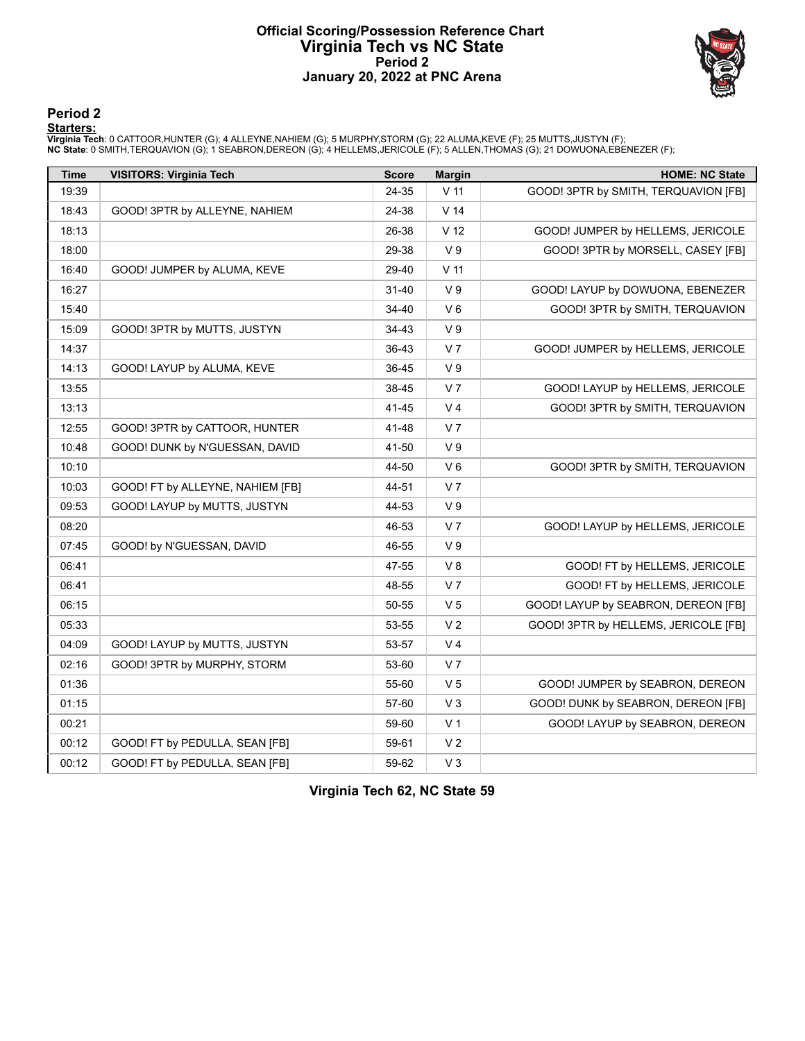# Official Scoring/Possession Reference Chart
# Virginia Tech vs NC State
# Period 2
# January 20, 2022 at PNC Arena

## Period 2

**Starters:**

**Virginia Tech**: 0 CATTOOR,HUNTER (G); 4 ALLEYNE,NAHIEM (G); 5 MURPHY,STORM (G); 22 ALUMA,KEVE (F); 25 MUTTS,JUSTYN (F);
**NC State**: 0 SMITH,TERQUAVION (G); 1 SEABRON,DEREON (G); 4 HELLEMS,JERICOLE (F); 5 ALLEN,THOMAS (G); 21 DOWUONA,EBENEZER (F);

| Time | VISITORS: Virginia Tech | Score | Margin | HOME: NC State |
|---|---|---|---|---|
| 19:39 | | 24-35 | V 11 | GOOD! 3PTR by SMITH, TERQUAVION [FB] |
| 18:43 | GOOD! 3PTR by ALLEYNE, NAHIEM | 24-38 | V 14 | |
| 18:13 | | 26-38 | V 12 | GOOD! JUMPER by HELLEMS, JERICOLE |
| 18:00 | | 29-38 | V 9 | GOOD! 3PTR by MORSELL, CASEY [FB] |
| 16:40 | GOOD! JUMPER by ALUMA, KEVE | 29-40 | V 11 | |
| 16:27 | | 31-40 | V 9 | GOOD! LAYUP by DOWUONA, EBENEZER |
| 15:40 | | 34-40 | V 6 | GOOD! 3PTR by SMITH, TERQUAVION |
| 15:09 | GOOD! 3PTR by MUTTS, JUSTYN | 34-43 | V 9 | |
| 14:37 | | 36-43 | V 7 | GOOD! JUMPER by HELLEMS, JERICOLE |
| 14:13 | GOOD! LAYUP by ALUMA, KEVE | 36-45 | V 9 | |
| 13:55 | | 38-45 | V 7 | GOOD! LAYUP by HELLEMS, JERICOLE |
| 13:13 | | 41-45 | V 4 | GOOD! 3PTR by SMITH, TERQUAVION |
| 12:55 | GOOD! 3PTR by CATTOOR, HUNTER | 41-48 | V 7 | |
| 10:48 | GOOD! DUNK by N'GUESSAN, DAVID | 41-50 | V 9 | |
| 10:10 | | 44-50 | V 6 | GOOD! 3PTR by SMITH, TERQUAVION |
| 10:03 | GOOD! FT by ALLEYNE, NAHIEM [FB] | 44-51 | V 7 | |
| 09:53 | GOOD! LAYUP by MUTTS, JUSTYN | 44-53 | V 9 | |
| 08:20 | | 46-53 | V 7 | GOOD! LAYUP by HELLEMS, JERICOLE |
| 07:45 | GOOD! by N'GUESSAN, DAVID | 46-55 | V 9 | |
| 06:41 | | 47-55 | V 8 | GOOD! FT by HELLEMS, JERICOLE |
| 06:41 | | 48-55 | V 7 | GOOD! FT by HELLEMS, JERICOLE |
| 06:15 | | 50-55 | V 5 | GOOD! LAYUP by SEABRON, DEREON [FB] |
| 05:33 | | 53-55 | V 2 | GOOD! 3PTR by HELLEMS, JERICOLE [FB] |
| 04:09 | GOOD! LAYUP by MUTTS, JUSTYN | 53-57 | V 4 | |
| 02:16 | GOOD! 3PTR by MURPHY, STORM | 53-60 | V 7 | |
| 01:36 | | 55-60 | V 5 | GOOD! JUMPER by SEABRON, DEREON |
| 01:15 | | 57-60 | V 3 | GOOD! DUNK by SEABRON, DEREON [FB] |
| 00:21 | | 59-60 | V 1 | GOOD! LAYUP by SEABRON, DEREON |
| 00:12 | GOOD! FT by PEDULLA, SEAN [FB] | 59-61 | V 2 | |
| 00:12 | GOOD! FT by PEDULLA, SEAN [FB] | 59-62 | V 3 | |

**Virginia Tech 62, NC State 59**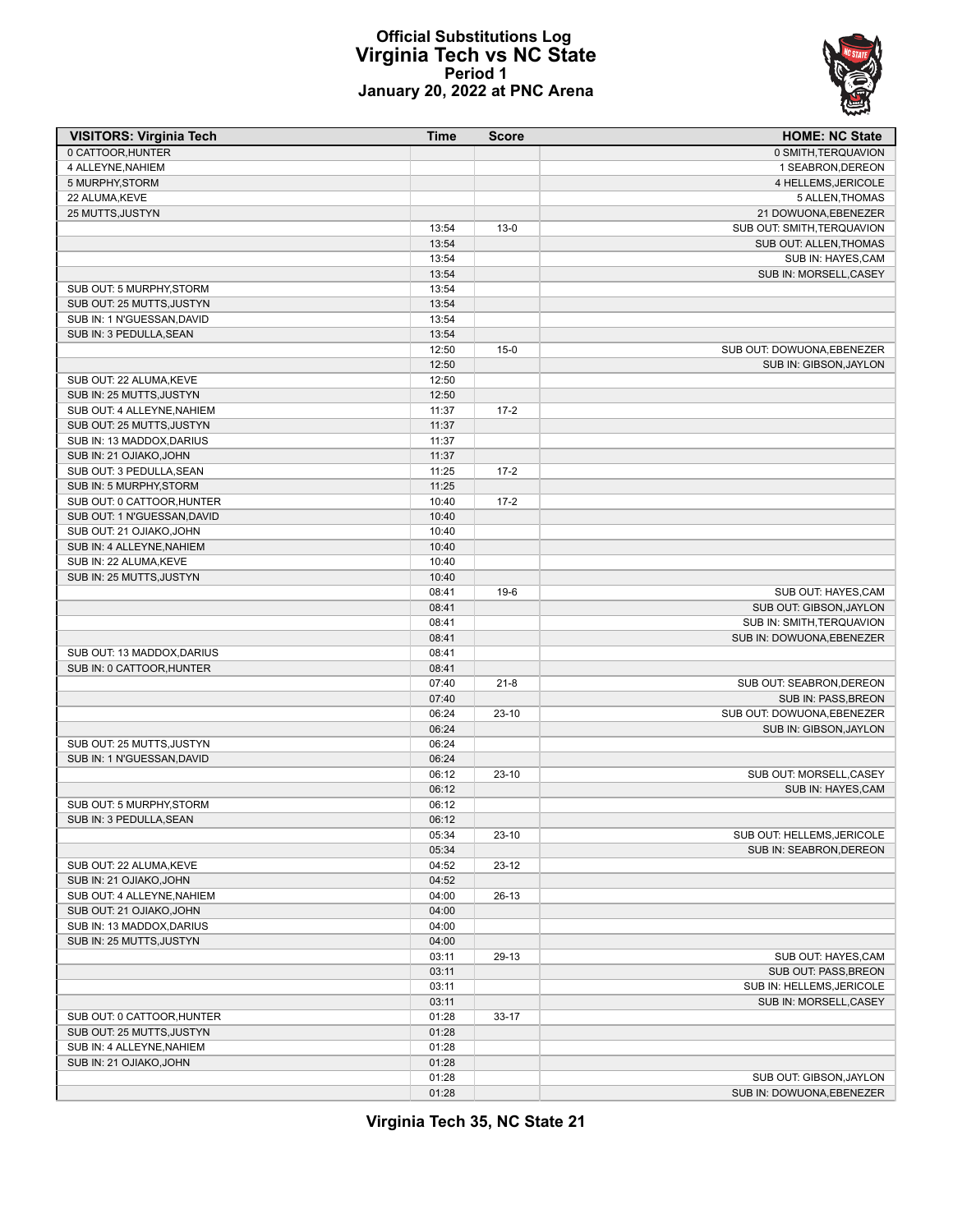# Official Substitutions Log
## Virginia Tech vs NC State
### Period 1
### January 20, 2022 at PNC Arena

| VISITORS: Virginia Tech | Time | Score | HOME: NC State |
|---|---|---|---|
| 0 CATTOOR,HUNTER | | | 0 SMITH,TERQUAVION |
| 4 ALLEYNE,NAHIEM | | | 1 SEABRON,DEREON |
| 5 MURPHY,STORM | | | 4 HELLEMS,JERICOLE |
| 22 ALUMA,KEVE | | | 5 ALLEN,THOMAS |
| 25 MUTTS,JUSTYN | | | 21 DOWUONA,EBENEZER |
| | 13:54 | 13-0 | SUB OUT: SMITH,TERQUAVION |
| | 13:54 | | SUB OUT: ALLEN,THOMAS |
| | 13:54 | | SUB IN: HAYES,CAM |
| | 13:54 | | SUB IN: MORSELL,CASEY |
| SUB OUT: 5 MURPHY,STORM | 13:54 | | |
| SUB OUT: 25 MUTTS,JUSTYN | 13:54 | | |
| SUB IN: 1 N'GUESSAN,DAVID | 13:54 | | |
| SUB IN: 3 PEDULLA,SEAN | 13:54 | | |
| | 12:50 | 15-0 | SUB OUT: DOWUONA,EBENEZER |
| | 12:50 | | SUB IN: GIBSON,JAYLON |
| SUB OUT: 22 ALUMA,KEVE | 12:50 | | |
| SUB IN: 25 MUTTS,JUSTYN | 12:50 | | |
| SUB OUT: 4 ALLEYNE,NAHIEM | 11:37 | 17-2 | |
| SUB OUT: 25 MUTTS,JUSTYN | 11:37 | | |
| SUB IN: 13 MADDOX,DARIUS | 11:37 | | |
| SUB IN: 21 OJIAKO,JOHN | 11:37 | | |
| SUB OUT: 3 PEDULLA,SEAN | 11:25 | 17-2 | |
| SUB IN: 5 MURPHY,STORM | 11:25 | | |
| SUB OUT: 0 CATTOOR,HUNTER | 10:40 | 17-2 | |
| SUB OUT: 1 N'GUESSAN,DAVID | 10:40 | | |
| SUB OUT: 21 OJIAKO,JOHN | 10:40 | | |
| SUB IN: 4 ALLEYNE,NAHIEM | 10:40 | | |
| SUB IN: 22 ALUMA,KEVE | 10:40 | | |
| SUB IN: 25 MUTTS,JUSTYN | 10:40 | | |
| | 08:41 | 19-6 | SUB OUT: HAYES,CAM |
| | 08:41 | | SUB OUT: GIBSON,JAYLON |
| | 08:41 | | SUB IN: SMITH,TERQUAVION |
| | 08:41 | | SUB IN: DOWUONA,EBENEZER |
| SUB OUT: 13 MADDOX,DARIUS | 08:41 | | |
| SUB IN: 0 CATTOOR,HUNTER | 08:41 | | |
| | 07:40 | 21-8 | SUB OUT: SEABRON,DEREON |
| | 07:40 | | SUB IN: PASS,BREON |
| | 06:24 | 23-10 | SUB OUT: DOWUONA,EBENEZER |
| | 06:24 | | SUB IN: GIBSON,JAYLON |
| SUB OUT: 25 MUTTS,JUSTYN | 06:24 | | |
| SUB IN: 1 N'GUESSAN,DAVID | 06:24 | | |
| | 06:12 | 23-10 | SUB OUT: MORSELL,CASEY |
| | 06:12 | | SUB IN: HAYES,CAM |
| SUB OUT: 5 MURPHY,STORM | 06:12 | | |
| SUB IN: 3 PEDULLA,SEAN | 06:12 | | |
| | 05:34 | 23-10 | SUB OUT: HELLEMS,JERICOLE |
| | 05:34 | | SUB IN: SEABRON,DEREON |
| SUB OUT: 22 ALUMA,KEVE | 04:52 | 23-12 | |
| SUB IN: 21 OJIAKO,JOHN | 04:52 | | |
| SUB OUT: 4 ALLEYNE,NAHIEM | 04:00 | 26-13 | |
| SUB OUT: 21 OJIAKO,JOHN | 04:00 | | |
| SUB IN: 13 MADDOX,DARIUS | 04:00 | | |
| SUB IN: 25 MUTTS,JUSTYN | 04:00 | | |
| | 03:11 | 29-13 | SUB OUT: HAYES,CAM |
| | 03:11 | | SUB OUT: PASS,BREON |
| | 03:11 | | SUB IN: HELLEMS,JERICOLE |
| | 03:11 | | SUB IN: MORSELL,CASEY |
| SUB OUT: 0 CATTOOR,HUNTER | 01:28 | 33-17 | |
| SUB OUT: 25 MUTTS,JUSTYN | 01:28 | | |
| SUB IN: 4 ALLEYNE,NAHIEM | 01:28 | | |
| SUB IN: 21 OJIAKO,JOHN | 01:28 | | |
| | 01:28 | | SUB OUT: GIBSON,JAYLON |
| | 01:28 | | SUB IN: DOWUONA,EBENEZER |

**Virginia Tech 35, NC State 21**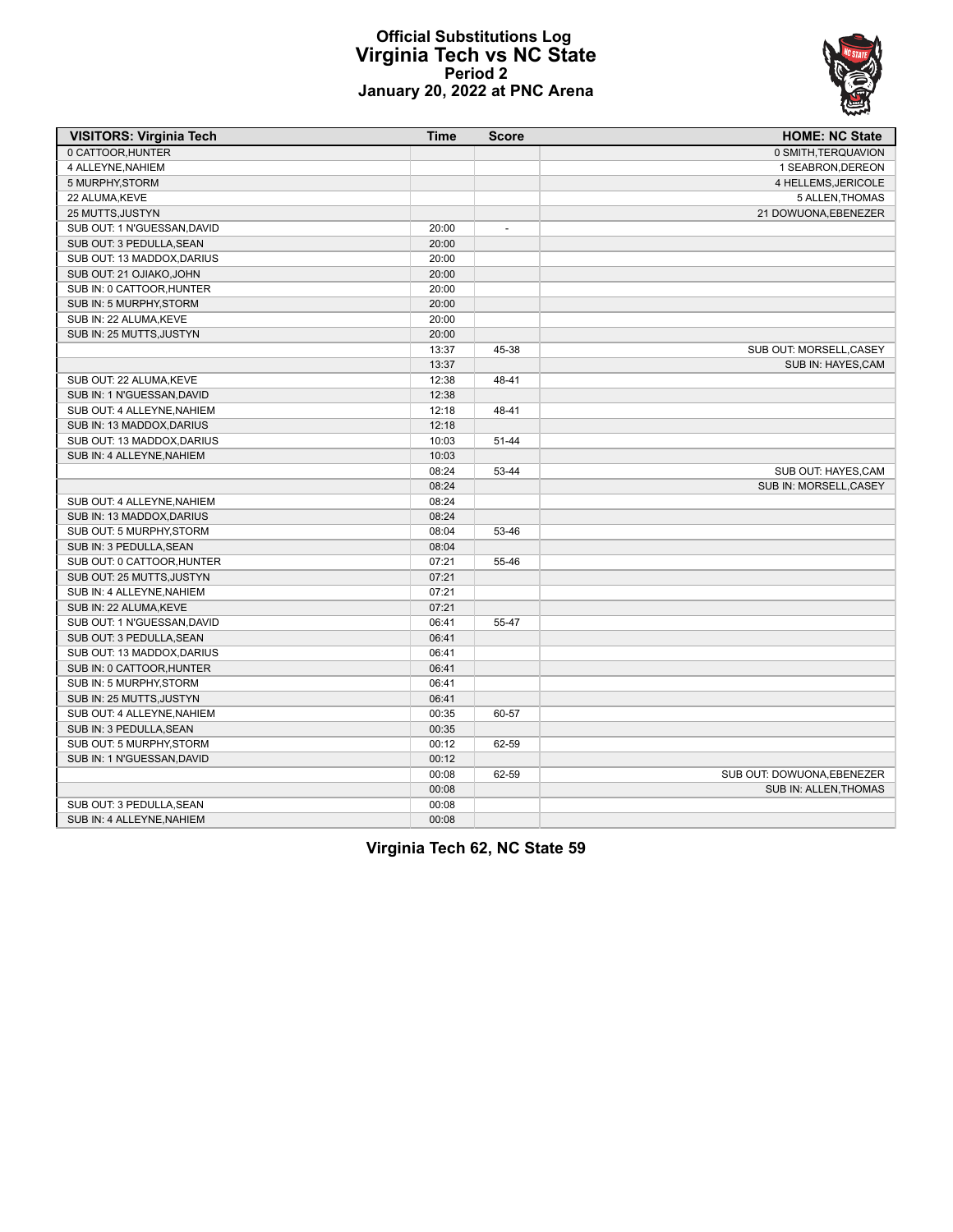# Official Substitutions Log
## Virginia Tech vs NC State
### Period 2
### January 20, 2022 at PNC Arena

| VISITORS: Virginia Tech | Time | Score | HOME: NC State |
|---|---|---|---|
| 0 CATTOOR,HUNTER | | | 0 SMITH,TERQUAVION |
| 4 ALLEYNE,NAHIEM | | | 1 SEABRON,DEREON |
| 5 MURPHY,STORM | | | 4 HELLEMS,JERICOLE |
| 22 ALUMA,KEVE | | | 5 ALLEN,THOMAS |
| 25 MUTTS,JUSTYN | | | 21 DOWUONA,EBENEZER |
| SUB OUT: 1 N'GUESSAN,DAVID | 20:00 | - | |
| SUB OUT: 3 PEDULLA,SEAN | 20:00 | | |
| SUB OUT: 13 MADDOX,DARIUS | 20:00 | | |
| SUB OUT: 21 OJIAKO,JOHN | 20:00 | | |
| SUB IN: 0 CATTOOR,HUNTER | 20:00 | | |
| SUB IN: 5 MURPHY,STORM | 20:00 | | |
| SUB IN: 22 ALUMA,KEVE | 20:00 | | |
| SUB IN: 25 MUTTS,JUSTYN | 20:00 | | |
| | 13:37 | 45-38 | SUB OUT: MORSELL,CASEY |
| | 13:37 | | SUB IN: HAYES,CAM |
| SUB OUT: 22 ALUMA,KEVE | 12:38 | 48-41 | |
| SUB IN: 1 N'GUESSAN,DAVID | 12:38 | | |
| SUB OUT: 4 ALLEYNE,NAHIEM | 12:18 | 48-41 | |
| SUB IN: 13 MADDOX,DARIUS | 12:18 | | |
| SUB OUT: 13 MADDOX,DARIUS | 10:03 | 51-44 | |
| SUB IN: 4 ALLEYNE,NAHIEM | 10:03 | | |
| | 08:24 | 53-44 | SUB OUT: HAYES,CAM |
| | 08:24 | | SUB IN: MORSELL,CASEY |
| SUB OUT: 4 ALLEYNE,NAHIEM | 08:24 | | |
| SUB IN: 13 MADDOX,DARIUS | 08:24 | | |
| SUB OUT: 5 MURPHY,STORM | 08:04 | 53-46 | |
| SUB IN: 3 PEDULLA,SEAN | 08:04 | | |
| SUB OUT: 0 CATTOOR,HUNTER | 07:21 | 55-46 | |
| SUB OUT: 25 MUTTS,JUSTYN | 07:21 | | |
| SUB IN: 4 ALLEYNE,NAHIEM | 07:21 | | |
| SUB IN: 22 ALUMA,KEVE | 07:21 | | |
| SUB OUT: 1 N'GUESSAN,DAVID | 06:41 | 55-47 | |
| SUB OUT: 3 PEDULLA,SEAN | 06:41 | | |
| SUB OUT: 13 MADDOX,DARIUS | 06:41 | | |
| SUB IN: 0 CATTOOR,HUNTER | 06:41 | | |
| SUB IN: 5 MURPHY,STORM | 06:41 | | |
| SUB IN: 25 MUTTS,JUSTYN | 06:41 | | |
| SUB OUT: 4 ALLEYNE,NAHIEM | 00:35 | 60-57 | |
| SUB IN: 3 PEDULLA,SEAN | 00:35 | | |
| SUB OUT: 5 MURPHY,STORM | 00:12 | 62-59 | |
| SUB IN: 1 N'GUESSAN,DAVID | 00:12 | | |
| | 00:08 | 62-59 | SUB OUT: DOWUONA,EBENEZER |
| | 00:08 | | SUB IN: ALLEN,THOMAS |
| SUB OUT: 3 PEDULLA,SEAN | 00:08 | | |
| SUB IN: 4 ALLEYNE,NAHIEM | 00:08 | | |

**Virginia Tech 62, NC State 59**